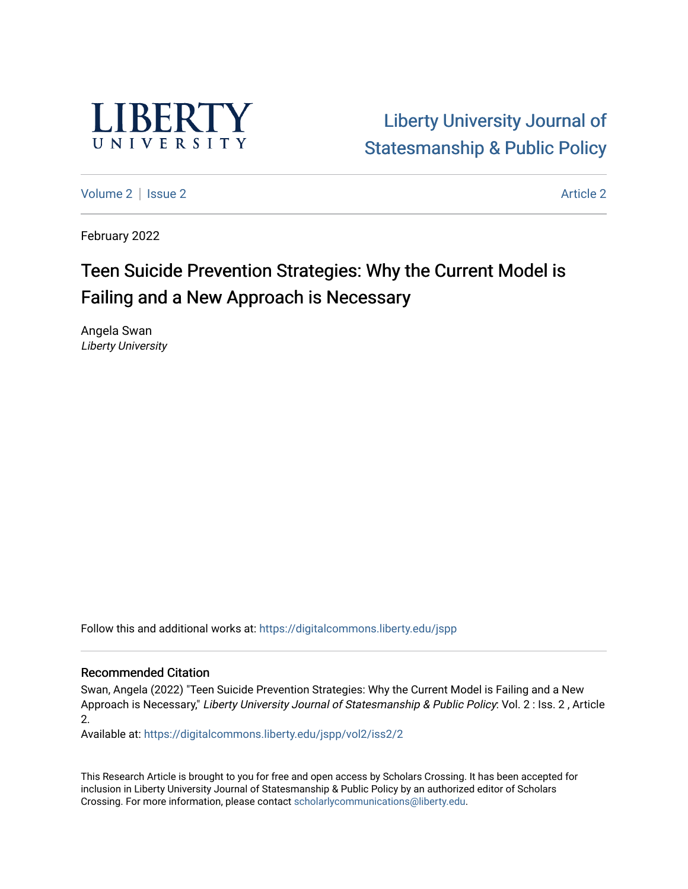Liberty University Journal of Statesmanship & Public Policy

Volume 2 | Issue 2 Article 2

February 2022

# Teen Suicide Prevention Strategies: Why the Current Model is Failing and a New Approach is Necessary

Angela Swan
*Liberty University*

Follow this and additional works at: https://digitalcommons.liberty.edu/jspp

## Recommended Citation

Swan, Angela (2022) "Teen Suicide Prevention Strategies: Why the Current Model is Failing and a New Approach is Necessary," *Liberty University Journal of Statesmanship & Public Policy*: Vol. 2 : Iss. 2 , Article 2.

Available at: https://digitalcommons.liberty.edu/jspp/vol2/iss2/2

This Research Article is brought to you for free and open access by Scholars Crossing. It has been accepted for inclusion in Liberty University Journal of Statesmanship & Public Policy by an authorized editor of Scholars Crossing. For more information, please contact scholarlycommunications@liberty.edu.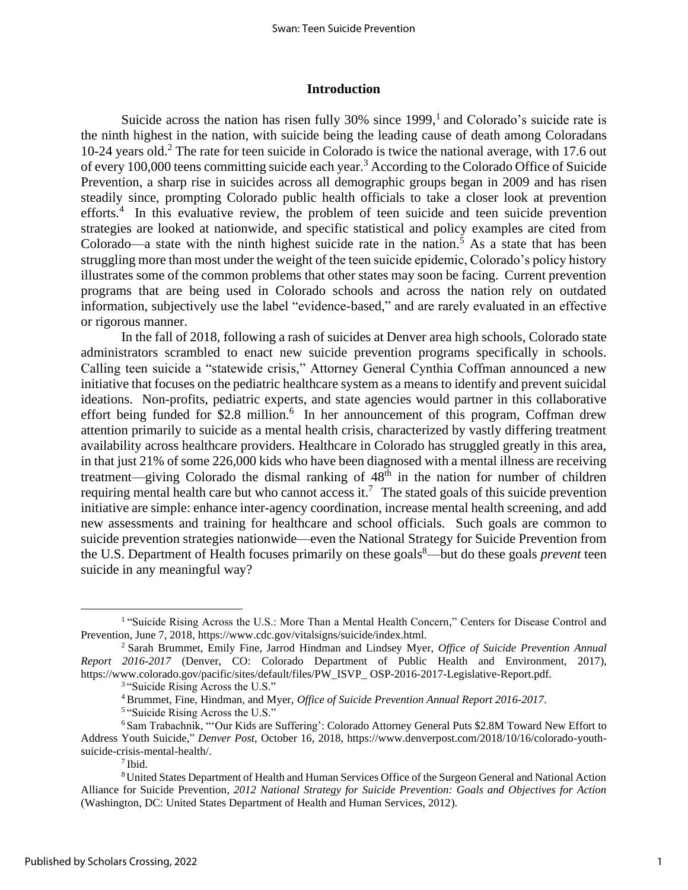## Introduction

Suicide across the nation has risen fully 30% since 1999,[1] and Colorado's suicide rate is the ninth highest in the nation, with suicide being the leading cause of death among Coloradans 10-24 years old.[2] The rate for teen suicide in Colorado is twice the national average, with 17.6 out of every 100,000 teens committing suicide each year.[3] According to the Colorado Office of Suicide Prevention, a sharp rise in suicides across all demographic groups began in 2009 and has risen steadily since, prompting Colorado public health officials to take a closer look at prevention efforts.[4] In this evaluative review, the problem of teen suicide and teen suicide prevention strategies are looked at nationwide, and specific statistical and policy examples are cited from Colorado—a state with the ninth highest suicide rate in the nation.[5] As a state that has been struggling more than most under the weight of the teen suicide epidemic, Colorado's policy history illustrates some of the common problems that other states may soon be facing. Current prevention programs that are being used in Colorado schools and across the nation rely on outdated information, subjectively use the label "evidence-based," and are rarely evaluated in an effective or rigorous manner.

In the fall of 2018, following a rash of suicides at Denver area high schools, Colorado state administrators scrambled to enact new suicide prevention programs specifically in schools. Calling teen suicide a "statewide crisis," Attorney General Cynthia Coffman announced a new initiative that focuses on the pediatric healthcare system as a means to identify and prevent suicidal ideations. Non-profits, pediatric experts, and state agencies would partner in this collaborative effort being funded for $2.8 million.[6] In her announcement of this program, Coffman drew attention primarily to suicide as a mental health crisis, characterized by vastly differing treatment availability across healthcare providers. Healthcare in Colorado has struggled greatly in this area, in that just 21% of some 226,000 kids who have been diagnosed with a mental illness are receiving treatment—giving Colorado the dismal ranking of 48th in the nation for number of children requiring mental health care but who cannot access it.[7] The stated goals of this suicide prevention initiative are simple: enhance inter-agency coordination, increase mental health screening, and add new assessments and training for healthcare and school officials. Such goals are common to suicide prevention strategies nationwide—even the National Strategy for Suicide Prevention from the U.S. Department of Health focuses primarily on these goals[8]—but do these goals *prevent* teen suicide in any meaningful way?

---

[1] "Suicide Rising Across the U.S.: More Than a Mental Health Concern," Centers for Disease Control and Prevention, June 7, 2018, https://www.cdc.gov/vitalsigns/suicide/index.html.

[2] Sarah Brummet, Emily Fine, Jarrod Hindman and Lindsey Myer, *Office of Suicide Prevention Annual Report 2016-2017* (Denver, CO: Colorado Department of Public Health and Environment, 2017), https://www.colorado.gov/pacific/sites/default/files/PW_ISVP_ OSP-2016-2017-Legislative-Report.pdf.

[3] "Suicide Rising Across the U.S."

[4] Brummet, Fine, Hindman, and Myer, *Office of Suicide Prevention Annual Report 2016-2017*.

[5] "Suicide Rising Across the U.S."

[6] Sam Trabachnik, "'Our Kids are Suffering': Colorado Attorney General Puts $2.8M Toward New Effort to Address Youth Suicide," *Denver Post*, October 16, 2018, https://www.denverpost.com/2018/10/16/colorado-youth-suicide-crisis-mental-health/.

[7] Ibid.

[8] United States Department of Health and Human Services Office of the Surgeon General and National Action Alliance for Suicide Prevention, *2012 National Strategy for Suicide Prevention: Goals and Objectives for Action* (Washington, DC: United States Department of Health and Human Services, 2012).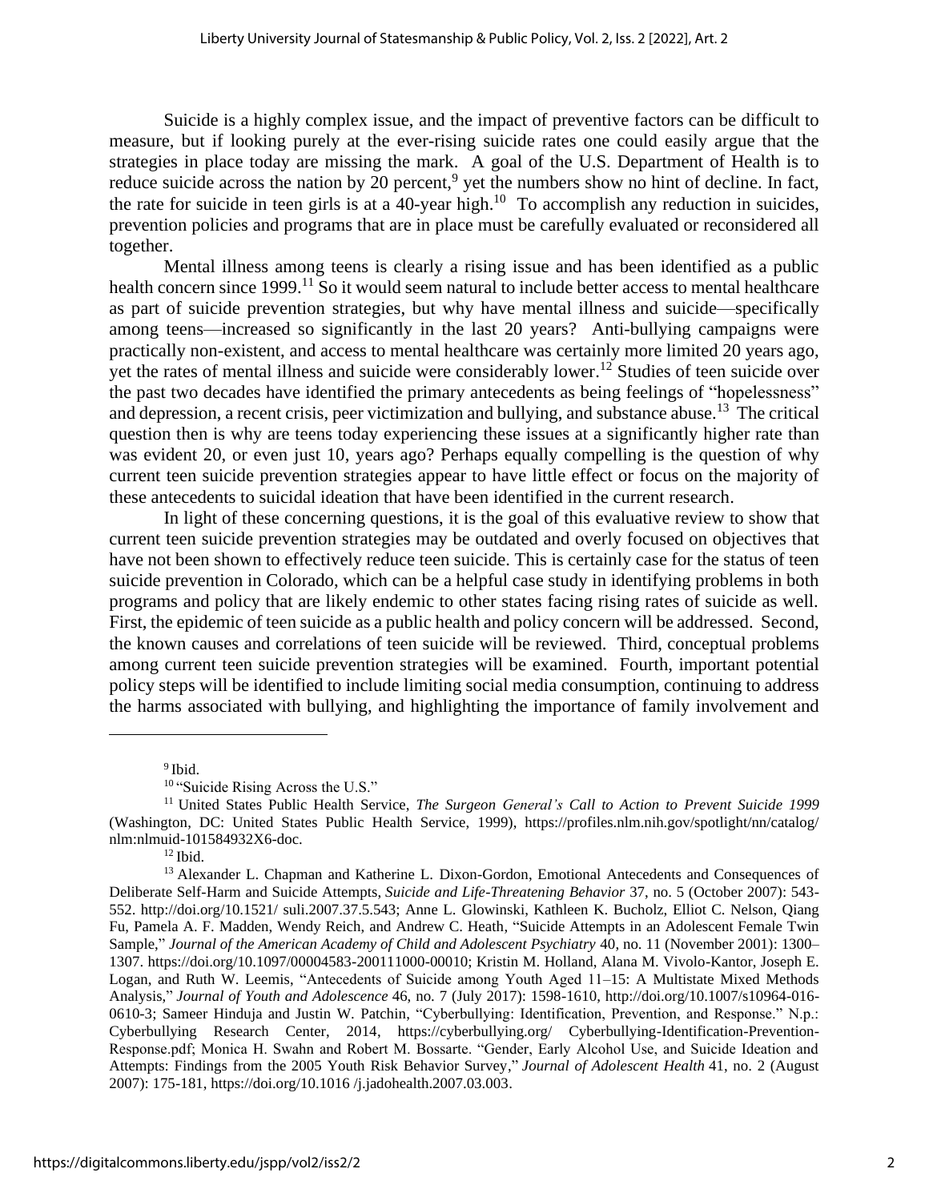Suicide is a highly complex issue, and the impact of preventive factors can be difficult to measure, but if looking purely at the ever-rising suicide rates one could easily argue that the strategies in place today are missing the mark. A goal of the U.S. Department of Health is to reduce suicide across the nation by 20 percent,[9] yet the numbers show no hint of decline. In fact, the rate for suicide in teen girls is at a 40-year high.[10] To accomplish any reduction in suicides, prevention policies and programs that are in place must be carefully evaluated or reconsidered all together.

Mental illness among teens is clearly a rising issue and has been identified as a public health concern since 1999.[11] So it would seem natural to include better access to mental healthcare as part of suicide prevention strategies, but why have mental illness and suicide—specifically among teens—increased so significantly in the last 20 years? Anti-bullying campaigns were practically non-existent, and access to mental healthcare was certainly more limited 20 years ago, yet the rates of mental illness and suicide were considerably lower.[12] Studies of teen suicide over the past two decades have identified the primary antecedents as being feelings of "hopelessness" and depression, a recent crisis, peer victimization and bullying, and substance abuse.[13] The critical question then is why are teens today experiencing these issues at a significantly higher rate than was evident 20, or even just 10, years ago? Perhaps equally compelling is the question of why current teen suicide prevention strategies appear to have little effect or focus on the majority of these antecedents to suicidal ideation that have been identified in the current research.

In light of these concerning questions, it is the goal of this evaluative review to show that current teen suicide prevention strategies may be outdated and overly focused on objectives that have not been shown to effectively reduce teen suicide. This is certainly case for the status of teen suicide prevention in Colorado, which can be a helpful case study in identifying problems in both programs and policy that are likely endemic to other states facing rising rates of suicide as well. First, the epidemic of teen suicide as a public health and policy concern will be addressed. Second, the known causes and correlations of teen suicide will be reviewed. Third, conceptual problems among current teen suicide prevention strategies will be examined. Fourth, important potential policy steps will be identified to include limiting social media consumption, continuing to address the harms associated with bullying, and highlighting the importance of family involvement and

---

[9] Ibid.

[10] "Suicide Rising Across the U.S."

[11] United States Public Health Service, *The Surgeon General's Call to Action to Prevent Suicide 1999* (Washington, DC: United States Public Health Service, 1999), https://profiles.nlm.nih.gov/spotlight/nn/catalog/nlm:nlmuid-101584932X6-doc.

[12] Ibid.

[13] Alexander L. Chapman and Katherine L. Dixon-Gordon, Emotional Antecedents and Consequences of Deliberate Self-Harm and Suicide Attempts, *Suicide and Life-Threatening Behavior* 37, no. 5 (October 2007): 543-552. http://doi.org/10.1521/ suli.2007.37.5.543; Anne L. Glowinski, Kathleen K. Bucholz, Elliot C. Nelson, Qiang Fu, Pamela A. F. Madden, Wendy Reich, and Andrew C. Heath, "Suicide Attempts in an Adolescent Female Twin Sample," *Journal of the American Academy of Child and Adolescent Psychiatry* 40, no. 11 (November 2001): 1300–1307. https://doi.org/10.1097/00004583-200111000-00010; Kristin M. Holland, Alana M. Vivolo-Kantor, Joseph E. Logan, and Ruth W. Leemis, "Antecedents of Suicide among Youth Aged 11–15: A Multistate Mixed Methods Analysis," *Journal of Youth and Adolescence* 46, no. 7 (July 2017): 1598-1610, http://doi.org/10.1007/s10964-016-0610-3; Sameer Hinduja and Justin W. Patchin, "Cyberbullying: Identification, Prevention, and Response." N.p.: Cyberbullying Research Center, 2014, https://cyberbullying.org/ Cyberbullying-Identification-Prevention-Response.pdf; Monica H. Swahn and Robert M. Bossarte. "Gender, Early Alcohol Use, and Suicide Ideation and Attempts: Findings from the 2005 Youth Risk Behavior Survey," *Journal of Adolescent Health* 41, no. 2 (August 2007): 175-181, https://doi.org/10.1016 /j.jadohealth.2007.03.003.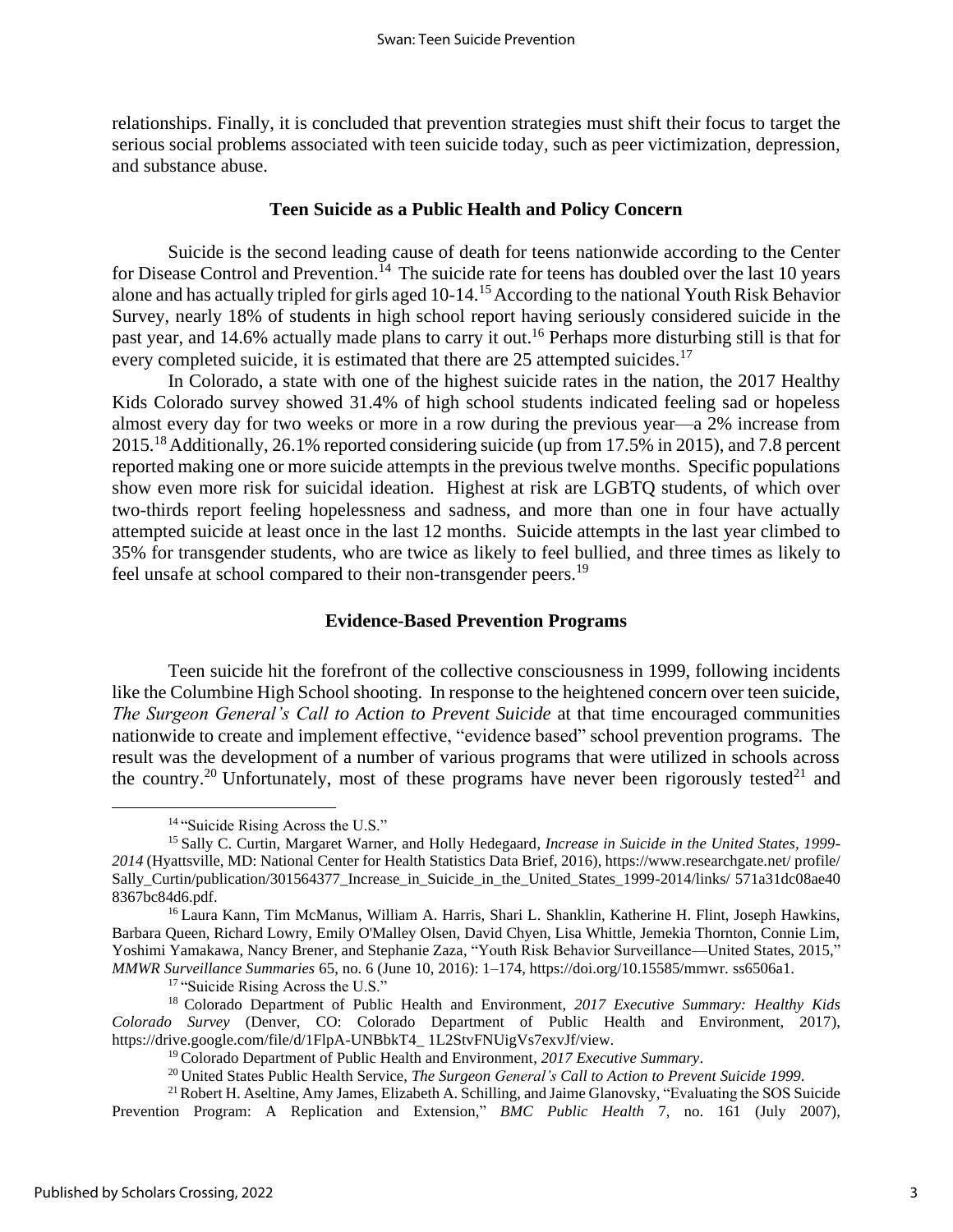relationships. Finally, it is concluded that prevention strategies must shift their focus to target the serious social problems associated with teen suicide today, such as peer victimization, depression, and substance abuse.

## Teen Suicide as a Public Health and Policy Concern

Suicide is the second leading cause of death for teens nationwide according to the Center for Disease Control and Prevention.[14] The suicide rate for teens has doubled over the last 10 years alone and has actually tripled for girls aged 10-14.[15] According to the national Youth Risk Behavior Survey, nearly 18% of students in high school report having seriously considered suicide in the past year, and 14.6% actually made plans to carry it out.[16] Perhaps more disturbing still is that for every completed suicide, it is estimated that there are 25 attempted suicides.[17]

In Colorado, a state with one of the highest suicide rates in the nation, the 2017 Healthy Kids Colorado survey showed 31.4% of high school students indicated feeling sad or hopeless almost every day for two weeks or more in a row during the previous year—a 2% increase from 2015.[18] Additionally, 26.1% reported considering suicide (up from 17.5% in 2015), and 7.8 percent reported making one or more suicide attempts in the previous twelve months. Specific populations show even more risk for suicidal ideation. Highest at risk are LGBTQ students, of which over two-thirds report feeling hopelessness and sadness, and more than one in four have actually attempted suicide at least once in the last 12 months. Suicide attempts in the last year climbed to 35% for transgender students, who are twice as likely to feel bullied, and three times as likely to feel unsafe at school compared to their non-transgender peers.[19]

## Evidence-Based Prevention Programs

Teen suicide hit the forefront of the collective consciousness in 1999, following incidents like the Columbine High School shooting. In response to the heightened concern over teen suicide, *The Surgeon General's Call to Action to Prevent Suicide* at that time encouraged communities nationwide to create and implement effective, "evidence based" school prevention programs. The result was the development of a number of various programs that were utilized in schools across the country.[20] Unfortunately, most of these programs have never been rigorously tested[21] and

---

[14] "Suicide Rising Across the U.S."

[15] Sally C. Curtin, Margaret Warner, and Holly Hedegaard, *Increase in Suicide in the United States, 1999-2014* (Hyattsville, MD: National Center for Health Statistics Data Brief, 2016), https://www.researchgate.net/ profile/ Sally_Curtin/publication/301564377_Increase_in_Suicide_in_the_United_States_1999-2014/links/ 571a31dc08ae40 8367bc84d6.pdf.

[16] Laura Kann, Tim McManus, William A. Harris, Shari L. Shanklin, Katherine H. Flint, Joseph Hawkins, Barbara Queen, Richard Lowry, Emily O'Malley Olsen, David Chyen, Lisa Whittle, Jemekia Thornton, Connie Lim, Yoshimi Yamakawa, Nancy Brener, and Stephanie Zaza, "Youth Risk Behavior Surveillance—United States, 2015," *MMWR Surveillance Summaries* 65, no. 6 (June 10, 2016): 1–174, https://doi.org/10.15585/mmwr. ss6506a1.

[17] "Suicide Rising Across the U.S."

[18] Colorado Department of Public Health and Environment, *2017 Executive Summary: Healthy Kids Colorado Survey* (Denver, CO: Colorado Department of Public Health and Environment, 2017), https://drive.google.com/file/d/1FlpA-UNBbkT4_ 1L2StvFNUigVs7exvJf/view.

[19] Colorado Department of Public Health and Environment, *2017 Executive Summary*.

[20] United States Public Health Service, *The Surgeon General's Call to Action to Prevent Suicide 1999*.

[21] Robert H. Aseltine, Amy James, Elizabeth A. Schilling, and Jaime Glanovsky, "Evaluating the SOS Suicide Prevention Program: A Replication and Extension," *BMC Public Health* 7, no. 161 (July 2007),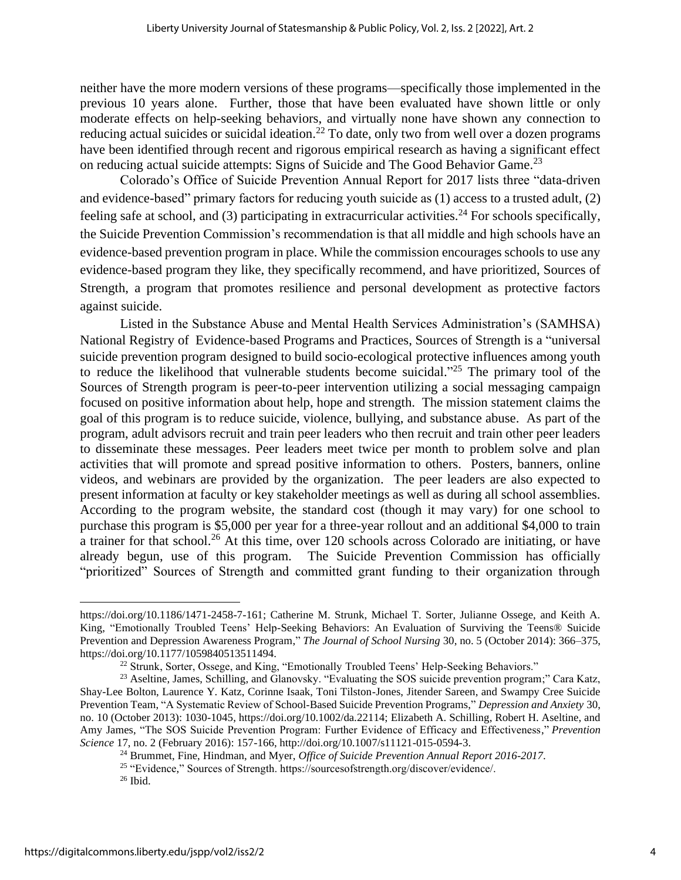neither have the more modern versions of these programs—specifically those implemented in the previous 10 years alone. Further, those that have been evaluated have shown little or only moderate effects on help-seeking behaviors, and virtually none have shown any connection to reducing actual suicides or suicidal ideation.[22] To date, only two from well over a dozen programs have been identified through recent and rigorous empirical research as having a significant effect on reducing actual suicide attempts: Signs of Suicide and The Good Behavior Game.[23]

Colorado's Office of Suicide Prevention Annual Report for 2017 lists three "data-driven and evidence-based" primary factors for reducing youth suicide as (1) access to a trusted adult, (2) feeling safe at school, and (3) participating in extracurricular activities.[24] For schools specifically, the Suicide Prevention Commission's recommendation is that all middle and high schools have an evidence-based prevention program in place. While the commission encourages schools to use any evidence-based program they like, they specifically recommend, and have prioritized, Sources of Strength, a program that promotes resilience and personal development as protective factors against suicide.

Listed in the Substance Abuse and Mental Health Services Administration's (SAMHSA) National Registry of Evidence-based Programs and Practices, Sources of Strength is a "universal suicide prevention program designed to build socio-ecological protective influences among youth to reduce the likelihood that vulnerable students become suicidal."[25] The primary tool of the Sources of Strength program is peer-to-peer intervention utilizing a social messaging campaign focused on positive information about help, hope and strength. The mission statement claims the goal of this program is to reduce suicide, violence, bullying, and substance abuse. As part of the program, adult advisors recruit and train peer leaders who then recruit and train other peer leaders to disseminate these messages. Peer leaders meet twice per month to problem solve and plan activities that will promote and spread positive information to others. Posters, banners, online videos, and webinars are provided by the organization. The peer leaders are also expected to present information at faculty or key stakeholder meetings as well as during all school assemblies. According to the program website, the standard cost (though it may vary) for one school to purchase this program is $5,000 per year for a three-year rollout and an additional $4,000 to train a trainer for that school.[26] At this time, over 120 schools across Colorado are initiating, or have already begun, use of this program. The Suicide Prevention Commission has officially "prioritized" Sources of Strength and committed grant funding to their organization through

---

https://doi.org/10.1186/1471-2458-7-161; Catherine M. Strunk, Michael T. Sorter, Julianne Ossege, and Keith A. King, "Emotionally Troubled Teens' Help-Seeking Behaviors: An Evaluation of Surviving the Teens® Suicide Prevention and Depression Awareness Program," *The Journal of School Nursing* 30, no. 5 (October 2014): 366–375, https://doi.org/10.1177/1059840513511494.

[22] Strunk, Sorter, Ossege, and King, "Emotionally Troubled Teens' Help-Seeking Behaviors."

[23] Aseltine, James, Schilling, and Glanovsky. "Evaluating the SOS suicide prevention program;" Cara Katz, Shay-Lee Bolton, Laurence Y. Katz, Corinne Isaak, Toni Tilston-Jones, Jitender Sareen, and Swampy Cree Suicide Prevention Team, "A Systematic Review of School-Based Suicide Prevention Programs," *Depression and Anxiety* 30, no. 10 (October 2013): 1030-1045, https://doi.org/10.1002/da.22114; Elizabeth A. Schilling, Robert H. Aseltine, and Amy James, "The SOS Suicide Prevention Program: Further Evidence of Efficacy and Effectiveness," *Prevention Science* 17, no. 2 (February 2016): 157-166, http://doi.org/10.1007/s11121-015-0594-3.

[24] Brummet, Fine, Hindman, and Myer, *Office of Suicide Prevention Annual Report 2016-2017*.

[25] "Evidence," Sources of Strength. https://sourcesofstrength.org/discover/evidence/.

[26] Ibid.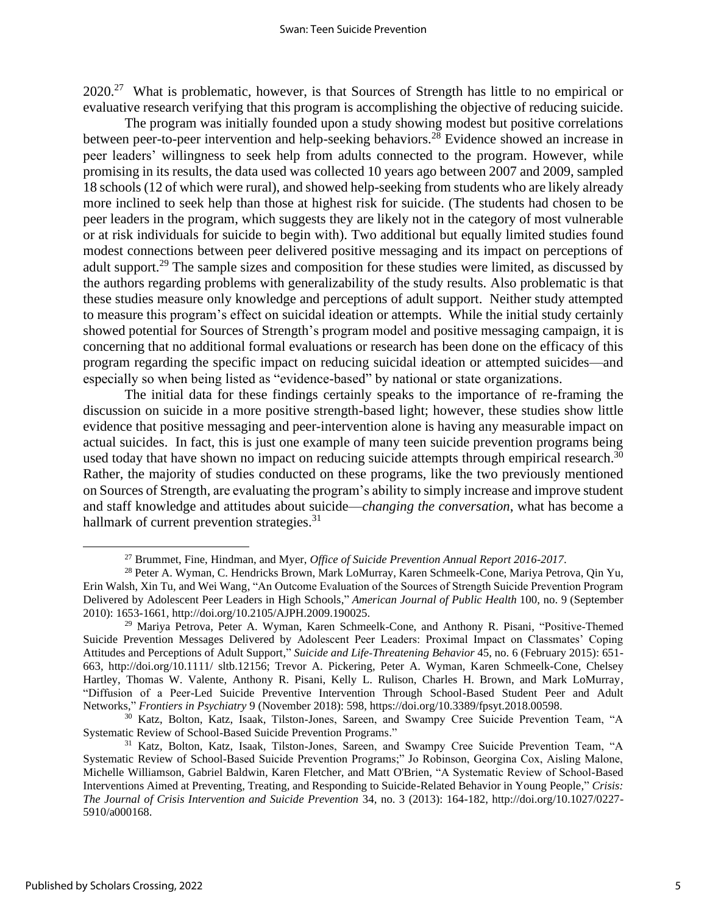2020.[27] What is problematic, however, is that Sources of Strength has little to no empirical or evaluative research verifying that this program is accomplishing the objective of reducing suicide.

The program was initially founded upon a study showing modest but positive correlations between peer-to-peer intervention and help-seeking behaviors.[28] Evidence showed an increase in peer leaders' willingness to seek help from adults connected to the program. However, while promising in its results, the data used was collected 10 years ago between 2007 and 2009, sampled 18 schools (12 of which were rural), and showed help-seeking from students who are likely already more inclined to seek help than those at highest risk for suicide. (The students had chosen to be peer leaders in the program, which suggests they are likely not in the category of most vulnerable or at risk individuals for suicide to begin with). Two additional but equally limited studies found modest connections between peer delivered positive messaging and its impact on perceptions of adult support.[29] The sample sizes and composition for these studies were limited, as discussed by the authors regarding problems with generalizability of the study results. Also problematic is that these studies measure only knowledge and perceptions of adult support. Neither study attempted to measure this program's effect on suicidal ideation or attempts. While the initial study certainly showed potential for Sources of Strength's program model and positive messaging campaign, it is concerning that no additional formal evaluations or research has been done on the efficacy of this program regarding the specific impact on reducing suicidal ideation or attempted suicides—and especially so when being listed as "evidence-based" by national or state organizations.

The initial data for these findings certainly speaks to the importance of re-framing the discussion on suicide in a more positive strength-based light; however, these studies show little evidence that positive messaging and peer-intervention alone is having any measurable impact on actual suicides. In fact, this is just one example of many teen suicide prevention programs being used today that have shown no impact on reducing suicide attempts through empirical research.[30] Rather, the majority of studies conducted on these programs, like the two previously mentioned on Sources of Strength, are evaluating the program's ability to simply increase and improve student and staff knowledge and attitudes about suicide—*changing the conversation*, what has become a hallmark of current prevention strategies.[31]

---

[27] Brummet, Fine, Hindman, and Myer, *Office of Suicide Prevention Annual Report 2016-2017*.

[28] Peter A. Wyman, C. Hendricks Brown, Mark LoMurray, Karen Schmeelk-Cone, Mariya Petrova, Qin Yu, Erin Walsh, Xin Tu, and Wei Wang, "An Outcome Evaluation of the Sources of Strength Suicide Prevention Program Delivered by Adolescent Peer Leaders in High Schools," *American Journal of Public Health* 100, no. 9 (September 2010): 1653-1661, http://doi.org/10.2105/AJPH.2009.190025.

[29] Mariya Petrova, Peter A. Wyman, Karen Schmeelk-Cone, and Anthony R. Pisani, "Positive-Themed Suicide Prevention Messages Delivered by Adolescent Peer Leaders: Proximal Impact on Classmates' Coping Attitudes and Perceptions of Adult Support," *Suicide and Life-Threatening Behavior* 45, no. 6 (February 2015): 651-663, http://doi.org/10.1111/ sltb.12156; Trevor A. Pickering, Peter A. Wyman, Karen Schmeelk-Cone, Chelsey Hartley, Thomas W. Valente, Anthony R. Pisani, Kelly L. Rulison, Charles H. Brown, and Mark LoMurray, "Diffusion of a Peer-Led Suicide Preventive Intervention Through School-Based Student Peer and Adult Networks," *Frontiers in Psychiatry* 9 (November 2018): 598, https://doi.org/10.3389/fpsyt.2018.00598.

[30] Katz, Bolton, Katz, Isaak, Tilston-Jones, Sareen, and Swampy Cree Suicide Prevention Team, "A Systematic Review of School-Based Suicide Prevention Programs."

[31] Katz, Bolton, Katz, Isaak, Tilston-Jones, Sareen, and Swampy Cree Suicide Prevention Team, "A Systematic Review of School-Based Suicide Prevention Programs;" Jo Robinson, Georgina Cox, Aisling Malone, Michelle Williamson, Gabriel Baldwin, Karen Fletcher, and Matt O'Brien, "A Systematic Review of School-Based Interventions Aimed at Preventing, Treating, and Responding to Suicide-Related Behavior in Young People," *Crisis: The Journal of Crisis Intervention and Suicide Prevention* 34, no. 3 (2013): 164-182, http://doi.org/10.1027/0227-5910/a000168.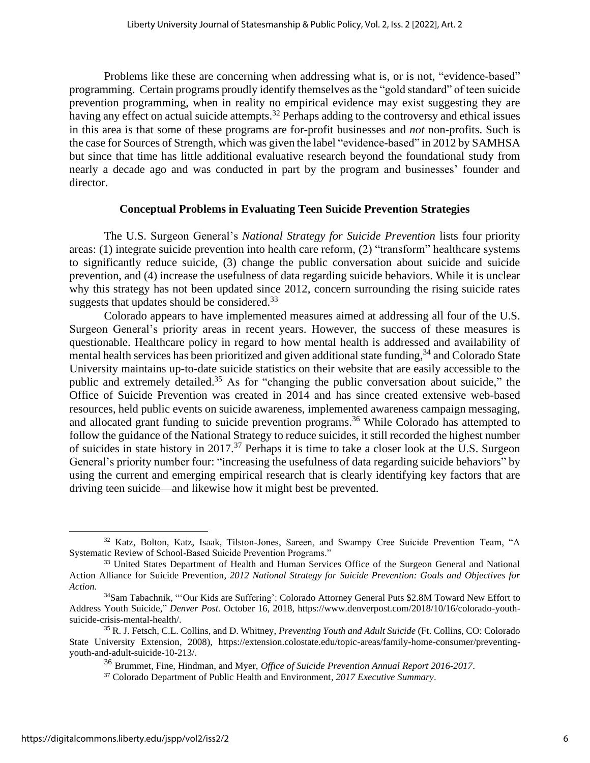Problems like these are concerning when addressing what is, or is not, "evidence-based" programming. Certain programs proudly identify themselves as the "gold standard" of teen suicide prevention programming, when in reality no empirical evidence may exist suggesting they are having any effect on actual suicide attempts.[32] Perhaps adding to the controversy and ethical issues in this area is that some of these programs are for-profit businesses and *not* non-profits. Such is the case for Sources of Strength, which was given the label "evidence-based" in 2012 by SAMHSA but since that time has little additional evaluative research beyond the foundational study from nearly a decade ago and was conducted in part by the program and businesses' founder and director.

## Conceptual Problems in Evaluating Teen Suicide Prevention Strategies

The U.S. Surgeon General's *National Strategy for Suicide Prevention* lists four priority areas: (1) integrate suicide prevention into health care reform, (2) "transform" healthcare systems to significantly reduce suicide, (3) change the public conversation about suicide and suicide prevention, and (4) increase the usefulness of data regarding suicide behaviors. While it is unclear why this strategy has not been updated since 2012, concern surrounding the rising suicide rates suggests that updates should be considered.[33]

Colorado appears to have implemented measures aimed at addressing all four of the U.S. Surgeon General's priority areas in recent years. However, the success of these measures is questionable. Healthcare policy in regard to how mental health is addressed and availability of mental health services has been prioritized and given additional state funding,[34] and Colorado State University maintains up-to-date suicide statistics on their website that are easily accessible to the public and extremely detailed.[35] As for "changing the public conversation about suicide," the Office of Suicide Prevention was created in 2014 and has since created extensive web-based resources, held public events on suicide awareness, implemented awareness campaign messaging, and allocated grant funding to suicide prevention programs.[36] While Colorado has attempted to follow the guidance of the National Strategy to reduce suicides, it still recorded the highest number of suicides in state history in 2017.[37] Perhaps it is time to take a closer look at the U.S. Surgeon General's priority number four: "increasing the usefulness of data regarding suicide behaviors" by using the current and emerging empirical research that is clearly identifying key factors that are driving teen suicide—and likewise how it might best be prevented.

---

[32] Katz, Bolton, Katz, Isaak, Tilston-Jones, Sareen, and Swampy Cree Suicide Prevention Team, "A Systematic Review of School-Based Suicide Prevention Programs."

[33] United States Department of Health and Human Services Office of the Surgeon General and National Action Alliance for Suicide Prevention, *2012 National Strategy for Suicide Prevention: Goals and Objectives for Action.*

[34] Sam Tabachnik, "'Our Kids are Suffering': Colorado Attorney General Puts $2.8M Toward New Effort to Address Youth Suicide," *Denver Post*. October 16, 2018, https://www.denverpost.com/2018/10/16/colorado-youth-suicide-crisis-mental-health/.

[35] R. J. Fetsch, C.L. Collins, and D. Whitney, *Preventing Youth and Adult Suicide* (Ft. Collins, CO: Colorado State University Extension, 2008), https://extension.colostate.edu/topic-areas/family-home-consumer/preventing-youth-and-adult-suicide-10-213/.

[36] Brummet, Fine, Hindman, and Myer, *Office of Suicide Prevention Annual Report 2016-2017*.

[37] Colorado Department of Public Health and Environment, *2017 Executive Summary*.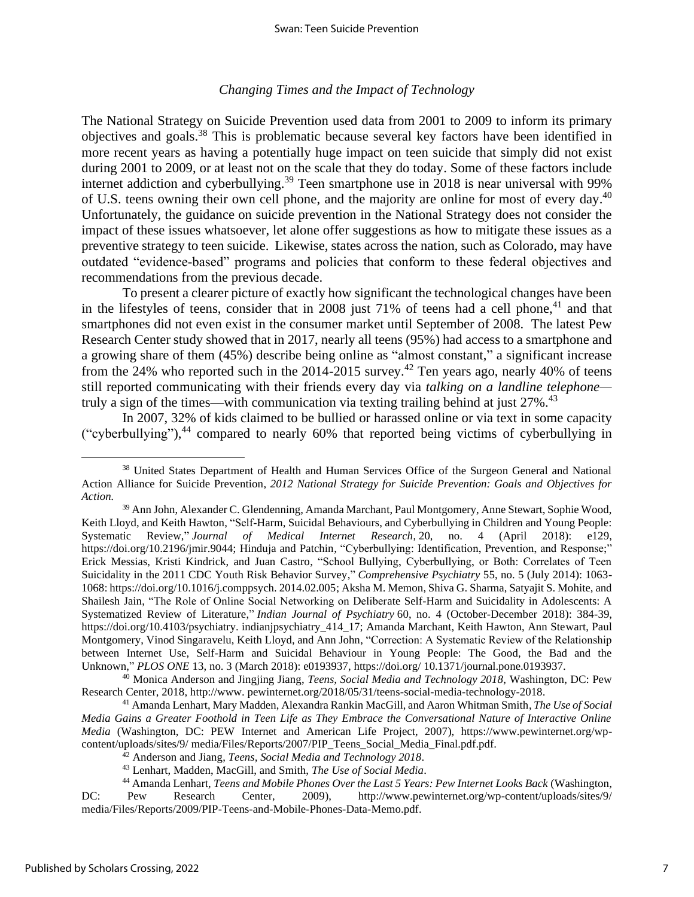### *Changing Times and the Impact of Technology*

The National Strategy on Suicide Prevention used data from 2001 to 2009 to inform its primary objectives and goals.[38] This is problematic because several key factors have been identified in more recent years as having a potentially huge impact on teen suicide that simply did not exist during 2001 to 2009, or at least not on the scale that they do today. Some of these factors include internet addiction and cyberbullying.[39] Teen smartphone use in 2018 is near universal with 99% of U.S. teens owning their own cell phone, and the majority are online for most of every day.[40] Unfortunately, the guidance on suicide prevention in the National Strategy does not consider the impact of these issues whatsoever, let alone offer suggestions as how to mitigate these issues as a preventive strategy to teen suicide. Likewise, states across the nation, such as Colorado, may have outdated "evidence-based" programs and policies that conform to these federal objectives and recommendations from the previous decade.

To present a clearer picture of exactly how significant the technological changes have been in the lifestyles of teens, consider that in 2008 just 71% of teens had a cell phone,[41] and that smartphones did not even exist in the consumer market until September of 2008. The latest Pew Research Center study showed that in 2017, nearly all teens (95%) had access to a smartphone and a growing share of them (45%) describe being online as "almost constant," a significant increase from the 24% who reported such in the 2014-2015 survey.[42] Ten years ago, nearly 40% of teens still reported communicating with their friends every day via *talking on a landline telephone*—truly a sign of the times—with communication via texting trailing behind at just 27%.[43]

In 2007, 32% of kids claimed to be bullied or harassed online or via text in some capacity ("cyberbullying"),[44] compared to nearly 60% that reported being victims of cyberbullying in

---

[38] United States Department of Health and Human Services Office of the Surgeon General and National Action Alliance for Suicide Prevention, *2012 National Strategy for Suicide Prevention: Goals and Objectives for Action.*

[39] Ann John, Alexander C. Glendenning, Amanda Marchant, Paul Montgomery, Anne Stewart, Sophie Wood, Keith Lloyd, and Keith Hawton, "Self-Harm, Suicidal Behaviours, and Cyberbullying in Children and Young People: Systematic Review," *Journal of Medical Internet Research*, 20, no. 4 (April 2018): e129, https://doi.org/10.2196/jmir.9044; Hinduja and Patchin, "Cyberbullying: Identification, Prevention, and Response;" Erick Messias, Kristi Kindrick, and Juan Castro, "School Bullying, Cyberbullying, or Both: Correlates of Teen Suicidality in the 2011 CDC Youth Risk Behavior Survey," *Comprehensive Psychiatry* 55, no. 5 (July 2014): 1063-1068: https://doi.org/10.1016/j.comppsych. 2014.02.005; Aksha M. Memon, Shiva G. Sharma, Satyajit S. Mohite, and Shailesh Jain, "The Role of Online Social Networking on Deliberate Self-Harm and Suicidality in Adolescents: A Systematized Review of Literature," *Indian Journal of Psychiatry* 60, no. 4 (October-December 2018): 384-39, https://doi.org/10.4103/psychiatry. indianjpsychiatry_414_17; Amanda Marchant, Keith Hawton, Ann Stewart, Paul Montgomery, Vinod Singaravelu, Keith Lloyd, and Ann John, "Correction: A Systematic Review of the Relationship between Internet Use, Self-Harm and Suicidal Behaviour in Young People: The Good, the Bad and the Unknown," *PLOS ONE* 13, no. 3 (March 2018): e0193937, https://doi.org/ 10.1371/journal.pone.0193937.

[40] Monica Anderson and Jingjing Jiang, *Teens, Social Media and Technology 2018*, Washington, DC: Pew Research Center, 2018, http://www. pewinternet.org/2018/05/31/teens-social-media-technology-2018.

[41] Amanda Lenhart, Mary Madden, Alexandra Rankin MacGill, and Aaron Whitman Smith, *The Use of Social Media Gains a Greater Foothold in Teen Life as They Embrace the Conversational Nature of Interactive Online Media* (Washington, DC: PEW Internet and American Life Project, 2007), https://www.pewinternet.org/wp-content/uploads/sites/9/ media/Files/Reports/2007/PIP_Teens_Social_Media_Final.pdf.pdf.

[42] Anderson and Jiang, *Teens, Social Media and Technology 2018*.

[43] Lenhart, Madden, MacGill, and Smith, *The Use of Social Media*.

[44] Amanda Lenhart, *Teens and Mobile Phones Over the Last 5 Years: Pew Internet Looks Back* (Washington, DC: Pew Research Center, 2009), http://www.pewinternet.org/wp-content/uploads/sites/9/ media/Files/Reports/2009/PIP-Teens-and-Mobile-Phones-Data-Memo.pdf.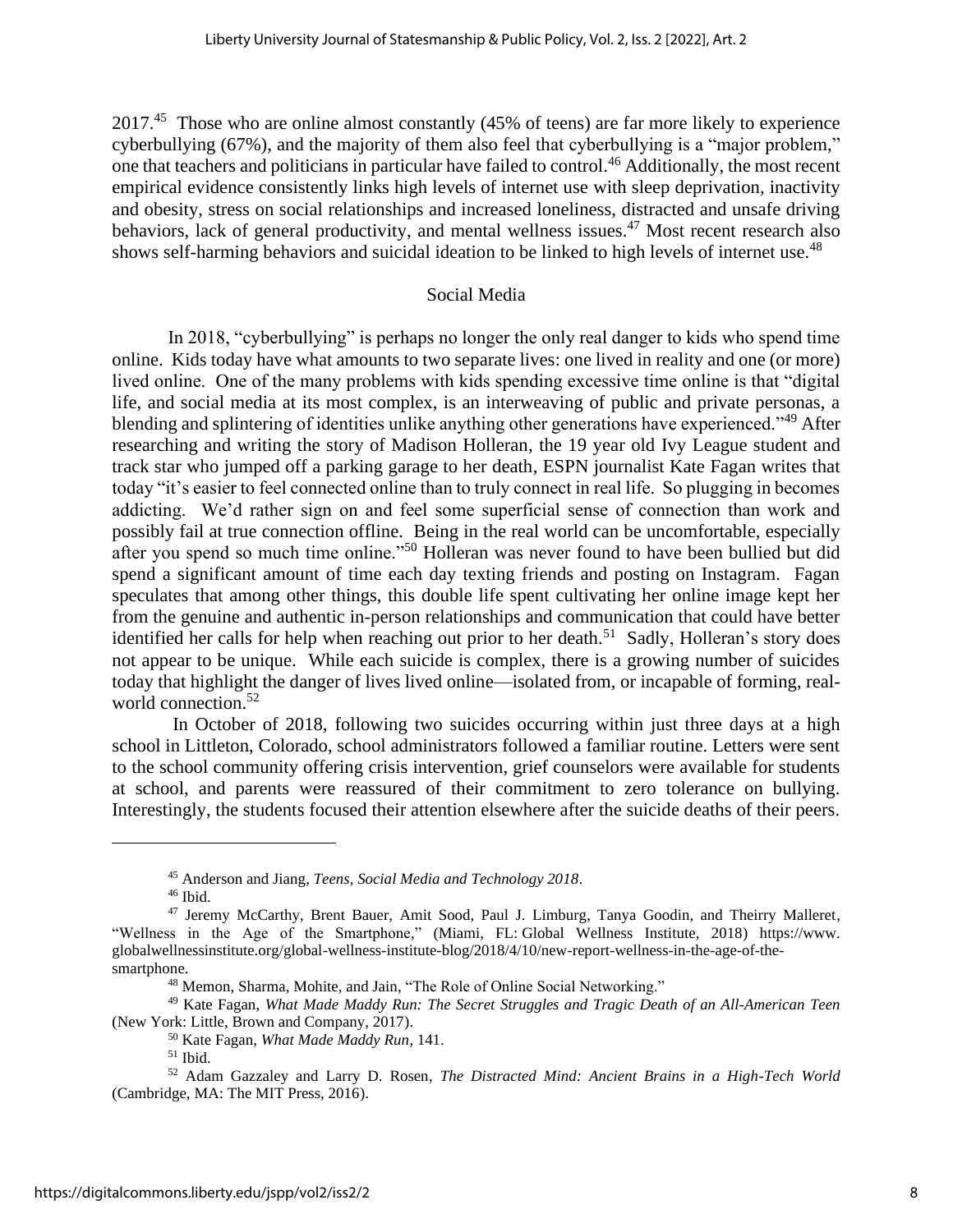2017.[45] Those who are online almost constantly (45% of teens) are far more likely to experience cyberbullying (67%), and the majority of them also feel that cyberbullying is a "major problem," one that teachers and politicians in particular have failed to control.[46] Additionally, the most recent empirical evidence consistently links high levels of internet use with sleep deprivation, inactivity and obesity, stress on social relationships and increased loneliness, distracted and unsafe driving behaviors, lack of general productivity, and mental wellness issues.[47] Most recent research also shows self-harming behaviors and suicidal ideation to be linked to high levels of internet use.[48]

## Social Media

In 2018, "cyberbullying" is perhaps no longer the only real danger to kids who spend time online. Kids today have what amounts to two separate lives: one lived in reality and one (or more) lived online. One of the many problems with kids spending excessive time online is that "digital life, and social media at its most complex, is an interweaving of public and private personas, a blending and splintering of identities unlike anything other generations have experienced."[49] After researching and writing the story of Madison Holleran, the 19 year old Ivy League student and track star who jumped off a parking garage to her death, ESPN journalist Kate Fagan writes that today "it's easier to feel connected online than to truly connect in real life. So plugging in becomes addicting. We'd rather sign on and feel some superficial sense of connection than work and possibly fail at true connection offline. Being in the real world can be uncomfortable, especially after you spend so much time online."[50] Holleran was never found to have been bullied but did spend a significant amount of time each day texting friends and posting on Instagram. Fagan speculates that among other things, this double life spent cultivating her online image kept her from the genuine and authentic in-person relationships and communication that could have better identified her calls for help when reaching out prior to her death.[51] Sadly, Holleran's story does not appear to be unique. While each suicide is complex, there is a growing number of suicides today that highlight the danger of lives lived online—isolated from, or incapable of forming, real-world connection.[52]

In October of 2018, following two suicides occurring within just three days at a high school in Littleton, Colorado, school administrators followed a familiar routine. Letters were sent to the school community offering crisis intervention, grief counselors were available for students at school, and parents were reassured of their commitment to zero tolerance on bullying. Interestingly, the students focused their attention elsewhere after the suicide deaths of their peers.

---

[45] Anderson and Jiang, *Teens, Social Media and Technology 2018*.

[46] Ibid.

[47] Jeremy McCarthy, Brent Bauer, Amit Sood, Paul J. Limburg, Tanya Goodin, and Theirry Malleret, "Wellness in the Age of the Smartphone," (Miami, FL: Global Wellness Institute, 2018) https://www.globalwellnessinstitute.org/global-wellness-institute-blog/2018/4/10/new-report-wellness-in-the-age-of-the-smartphone.

[48] Memon, Sharma, Mohite, and Jain, "The Role of Online Social Networking."

[49] Kate Fagan, *What Made Maddy Run: The Secret Struggles and Tragic Death of an All-American Teen* (New York: Little, Brown and Company, 2017).

[50] Kate Fagan, *What Made Maddy Run*, 141.

[51] Ibid.

[52] Adam Gazzaley and Larry D. Rosen, *The Distracted Mind: Ancient Brains in a High-Tech World* (Cambridge, MA: The MIT Press, 2016).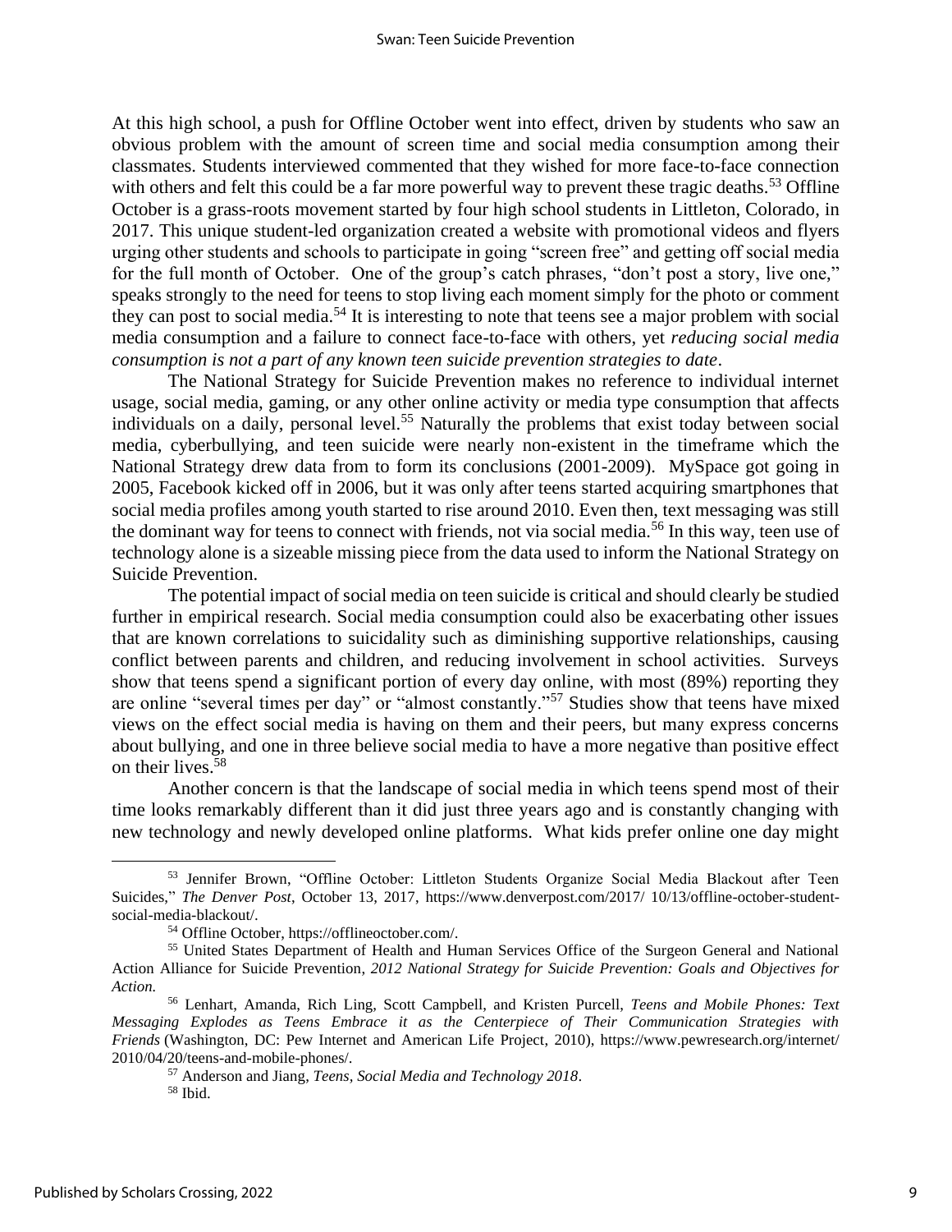At this high school, a push for Offline October went into effect, driven by students who saw an obvious problem with the amount of screen time and social media consumption among their classmates. Students interviewed commented that they wished for more face-to-face connection with others and felt this could be a far more powerful way to prevent these tragic deaths.[53] Offline October is a grass-roots movement started by four high school students in Littleton, Colorado, in 2017. This unique student-led organization created a website with promotional videos and flyers urging other students and schools to participate in going "screen free" and getting off social media for the full month of October. One of the group's catch phrases, "don't post a story, live one," speaks strongly to the need for teens to stop living each moment simply for the photo or comment they can post to social media.[54] It is interesting to note that teens see a major problem with social media consumption and a failure to connect face-to-face with others, yet *reducing social media consumption is not a part of any known teen suicide prevention strategies to date*.

The National Strategy for Suicide Prevention makes no reference to individual internet usage, social media, gaming, or any other online activity or media type consumption that affects individuals on a daily, personal level.[55] Naturally the problems that exist today between social media, cyberbullying, and teen suicide were nearly non-existent in the timeframe which the National Strategy drew data from to form its conclusions (2001-2009). MySpace got going in 2005, Facebook kicked off in 2006, but it was only after teens started acquiring smartphones that social media profiles among youth started to rise around 2010. Even then, text messaging was still the dominant way for teens to connect with friends, not via social media.[56] In this way, teen use of technology alone is a sizeable missing piece from the data used to inform the National Strategy on Suicide Prevention.

The potential impact of social media on teen suicide is critical and should clearly be studied further in empirical research. Social media consumption could also be exacerbating other issues that are known correlations to suicidality such as diminishing supportive relationships, causing conflict between parents and children, and reducing involvement in school activities. Surveys show that teens spend a significant portion of every day online, with most (89%) reporting they are online "several times per day" or "almost constantly."[57] Studies show that teens have mixed views on the effect social media is having on them and their peers, but many express concerns about bullying, and one in three believe social media to have a more negative than positive effect on their lives.[58]

Another concern is that the landscape of social media in which teens spend most of their time looks remarkably different than it did just three years ago and is constantly changing with new technology and newly developed online platforms. What kids prefer online one day might

---

[53] Jennifer Brown, "Offline October: Littleton Students Organize Social Media Blackout after Teen Suicides," *The Denver Post*, October 13, 2017, https://www.denverpost.com/2017/ 10/13/offline-october-student-social-media-blackout/.

[54] Offline October, https://offlineoctober.com/.

[55] United States Department of Health and Human Services Office of the Surgeon General and National Action Alliance for Suicide Prevention, *2012 National Strategy for Suicide Prevention: Goals and Objectives for Action.*

[56] Lenhart, Amanda, Rich Ling, Scott Campbell, and Kristen Purcell, *Teens and Mobile Phones: Text Messaging Explodes as Teens Embrace it as the Centerpiece of Their Communication Strategies with Friends* (Washington, DC: Pew Internet and American Life Project, 2010), https://www.pewresearch.org/internet/ 2010/04/20/teens-and-mobile-phones/.

[57] Anderson and Jiang, *Teens, Social Media and Technology 2018*.

[58] Ibid.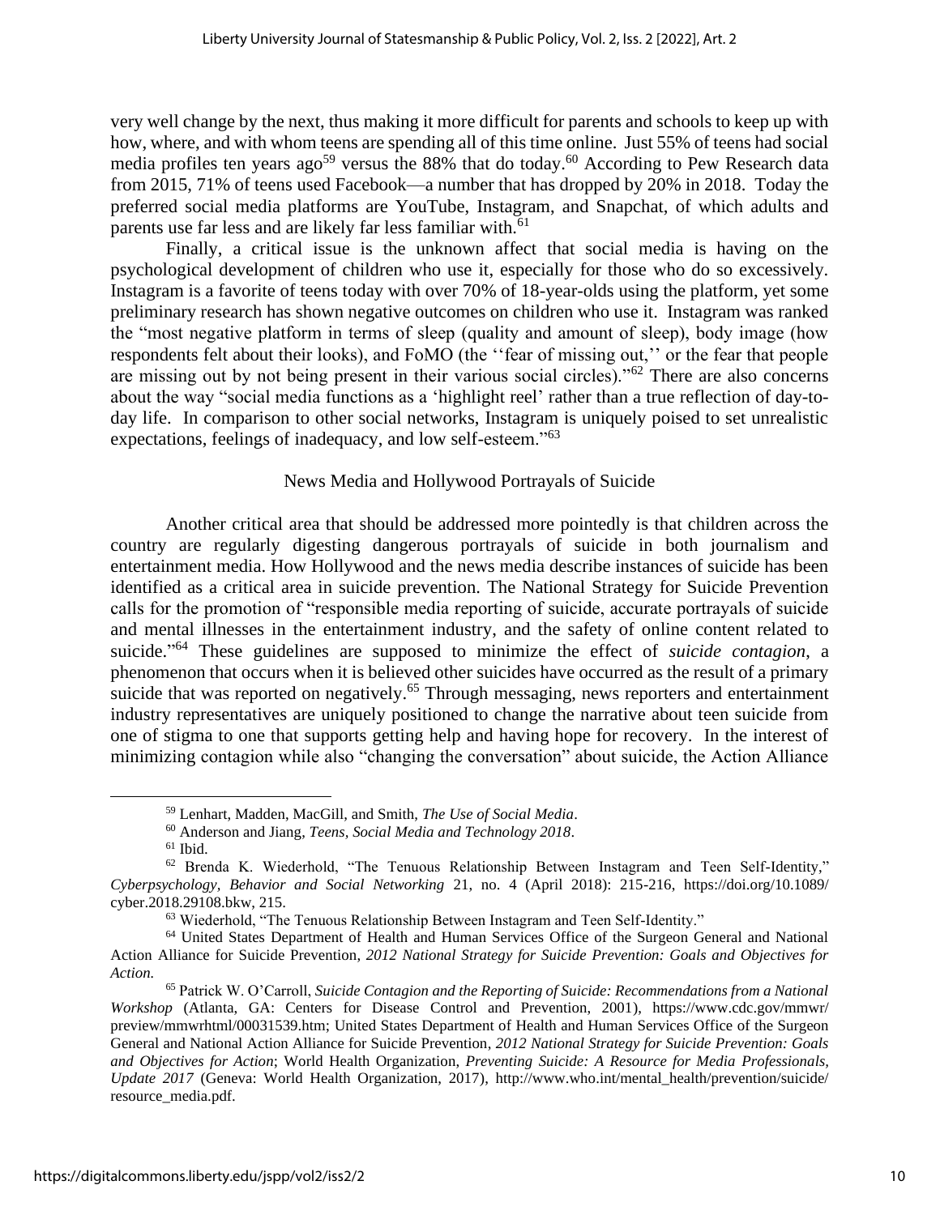very well change by the next, thus making it more difficult for parents and schools to keep up with how, where, and with whom teens are spending all of this time online. Just 55% of teens had social media profiles ten years ago[59] versus the 88% that do today.[60] According to Pew Research data from 2015, 71% of teens used Facebook—a number that has dropped by 20% in 2018. Today the preferred social media platforms are YouTube, Instagram, and Snapchat, of which adults and parents use far less and are likely far less familiar with.[61]

Finally, a critical issue is the unknown affect that social media is having on the psychological development of children who use it, especially for those who do so excessively. Instagram is a favorite of teens today with over 70% of 18-year-olds using the platform, yet some preliminary research has shown negative outcomes on children who use it. Instagram was ranked the "most negative platform in terms of sleep (quality and amount of sleep), body image (how respondents felt about their looks), and FoMO (the ''fear of missing out,'' or the fear that people are missing out by not being present in their various social circles)."[62] There are also concerns about the way "social media functions as a 'highlight reel' rather than a true reflection of day-to-day life. In comparison to other social networks, Instagram is uniquely poised to set unrealistic expectations, feelings of inadequacy, and low self-esteem."[63]

## News Media and Hollywood Portrayals of Suicide

Another critical area that should be addressed more pointedly is that children across the country are regularly digesting dangerous portrayals of suicide in both journalism and entertainment media. How Hollywood and the news media describe instances of suicide has been identified as a critical area in suicide prevention. The National Strategy for Suicide Prevention calls for the promotion of "responsible media reporting of suicide, accurate portrayals of suicide and mental illnesses in the entertainment industry, and the safety of online content related to suicide."[64] These guidelines are supposed to minimize the effect of *suicide contagion*, a phenomenon that occurs when it is believed other suicides have occurred as the result of a primary suicide that was reported on negatively.[65] Through messaging, news reporters and entertainment industry representatives are uniquely positioned to change the narrative about teen suicide from one of stigma to one that supports getting help and having hope for recovery. In the interest of minimizing contagion while also "changing the conversation" about suicide, the Action Alliance

---

[59] Lenhart, Madden, MacGill, and Smith, *The Use of Social Media*.

[60] Anderson and Jiang, *Teens, Social Media and Technology 2018*.

[61] Ibid.

[62] Brenda K. Wiederhold, "The Tenuous Relationship Between Instagram and Teen Self-Identity," *Cyberpsychology, Behavior and Social Networking* 21, no. 4 (April 2018): 215-216, https://doi.org/10.1089/cyber.2018.29108.bkw, 215.

[63] Wiederhold, "The Tenuous Relationship Between Instagram and Teen Self-Identity."

[64] United States Department of Health and Human Services Office of the Surgeon General and National Action Alliance for Suicide Prevention, *2012 National Strategy for Suicide Prevention: Goals and Objectives for Action.*

[65] Patrick W. O'Carroll, *Suicide Contagion and the Reporting of Suicide: Recommendations from a National Workshop* (Atlanta, GA: Centers for Disease Control and Prevention, 2001), https://www.cdc.gov/mmwr/preview/mmwrhtml/00031539.htm; United States Department of Health and Human Services Office of the Surgeon General and National Action Alliance for Suicide Prevention, *2012 National Strategy for Suicide Prevention: Goals and Objectives for Action*; World Health Organization, *Preventing Suicide: A Resource for Media Professionals, Update 2017* (Geneva: World Health Organization, 2017), http://www.who.int/mental_health/prevention/suicide/resource_media.pdf.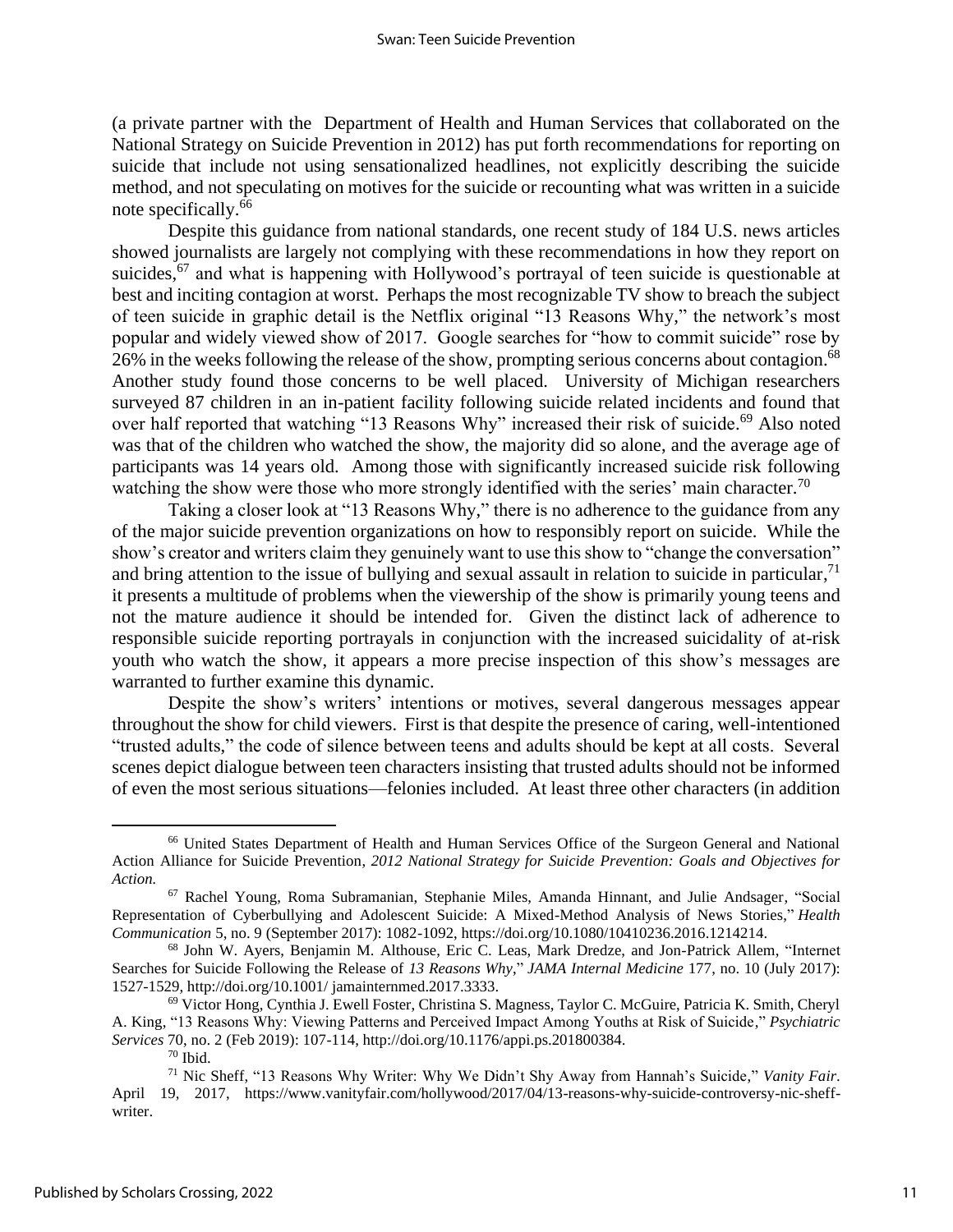(a private partner with the Department of Health and Human Services that collaborated on the National Strategy on Suicide Prevention in 2012) has put forth recommendations for reporting on suicide that include not using sensationalized headlines, not explicitly describing the suicide method, and not speculating on motives for the suicide or recounting what was written in a suicide note specifically.[66]

Despite this guidance from national standards, one recent study of 184 U.S. news articles showed journalists are largely not complying with these recommendations in how they report on suicides,[67] and what is happening with Hollywood's portrayal of teen suicide is questionable at best and inciting contagion at worst. Perhaps the most recognizable TV show to breach the subject of teen suicide in graphic detail is the Netflix original "13 Reasons Why," the network's most popular and widely viewed show of 2017. Google searches for "how to commit suicide" rose by 26% in the weeks following the release of the show, prompting serious concerns about contagion.[68] Another study found those concerns to be well placed. University of Michigan researchers surveyed 87 children in an in-patient facility following suicide related incidents and found that over half reported that watching "13 Reasons Why" increased their risk of suicide.[69] Also noted was that of the children who watched the show, the majority did so alone, and the average age of participants was 14 years old. Among those with significantly increased suicide risk following watching the show were those who more strongly identified with the series' main character.[70]

Taking a closer look at "13 Reasons Why," there is no adherence to the guidance from any of the major suicide prevention organizations on how to responsibly report on suicide. While the show's creator and writers claim they genuinely want to use this show to "change the conversation" and bring attention to the issue of bullying and sexual assault in relation to suicide in particular,[71] it presents a multitude of problems when the viewership of the show is primarily young teens and not the mature audience it should be intended for. Given the distinct lack of adherence to responsible suicide reporting portrayals in conjunction with the increased suicidality of at-risk youth who watch the show, it appears a more precise inspection of this show's messages are warranted to further examine this dynamic.

Despite the show's writers' intentions or motives, several dangerous messages appear throughout the show for child viewers. First is that despite the presence of caring, well-intentioned "trusted adults," the code of silence between teens and adults should be kept at all costs. Several scenes depict dialogue between teen characters insisting that trusted adults should not be informed of even the most serious situations—felonies included. At least three other characters (in addition

---

[66] United States Department of Health and Human Services Office of the Surgeon General and National Action Alliance for Suicide Prevention, *2012 National Strategy for Suicide Prevention: Goals and Objectives for Action.*

[67] Rachel Young, Roma Subramanian, Stephanie Miles, Amanda Hinnant, and Julie Andsager, "Social Representation of Cyberbullying and Adolescent Suicide: A Mixed-Method Analysis of News Stories," *Health Communication* 5, no. 9 (September 2017): 1082-1092, https://doi.org/10.1080/10410236.2016.1214214.

[68] John W. Ayers, Benjamin M. Althouse, Eric C. Leas, Mark Dredze, and Jon-Patrick Allem, "Internet Searches for Suicide Following the Release of *13 Reasons Why*," *JAMA Internal Medicine* 177, no. 10 (July 2017): 1527-1529, http://doi.org/10.1001/ jamainternmed.2017.3333.

[69] Victor Hong, Cynthia J. Ewell Foster, Christina S. Magness, Taylor C. McGuire, Patricia K. Smith, Cheryl A. King, "13 Reasons Why: Viewing Patterns and Perceived Impact Among Youths at Risk of Suicide," *Psychiatric Services* 70, no. 2 (Feb 2019): 107-114, http://doi.org/10.1176/appi.ps.201800384.

[70] Ibid.

[71] Nic Sheff, "13 Reasons Why Writer: Why We Didn't Shy Away from Hannah's Suicide," *Vanity Fair*. April 19, 2017, https://www.vanityfair.com/hollywood/2017/04/13-reasons-why-suicide-controversy-nic-sheff-writer.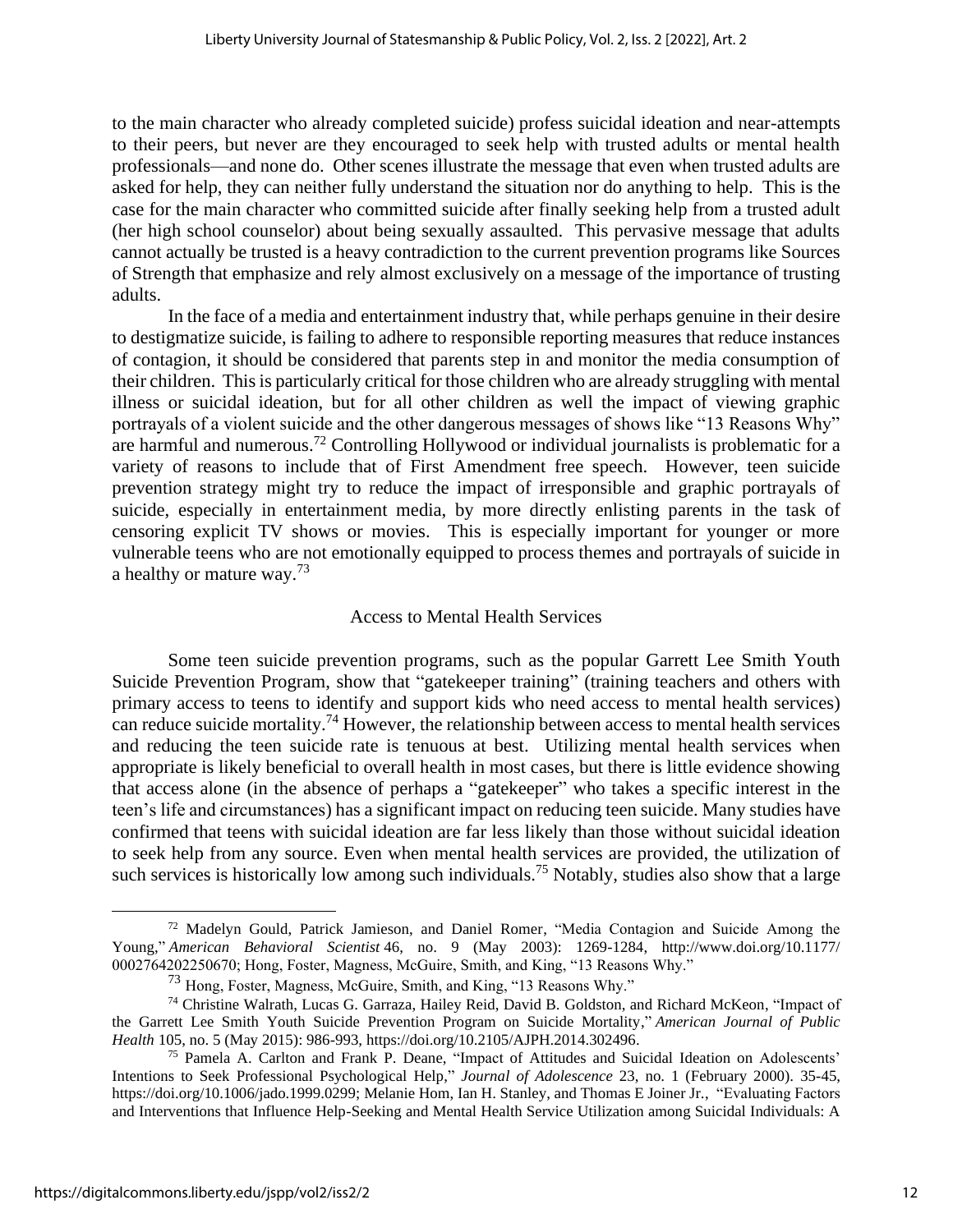to the main character who already completed suicide) profess suicidal ideation and near-attempts to their peers, but never are they encouraged to seek help with trusted adults or mental health professionals—and none do. Other scenes illustrate the message that even when trusted adults are asked for help, they can neither fully understand the situation nor do anything to help. This is the case for the main character who committed suicide after finally seeking help from a trusted adult (her high school counselor) about being sexually assaulted. This pervasive message that adults cannot actually be trusted is a heavy contradiction to the current prevention programs like Sources of Strength that emphasize and rely almost exclusively on a message of the importance of trusting adults.

In the face of a media and entertainment industry that, while perhaps genuine in their desire to destigmatize suicide, is failing to adhere to responsible reporting measures that reduce instances of contagion, it should be considered that parents step in and monitor the media consumption of their children. This is particularly critical for those children who are already struggling with mental illness or suicidal ideation, but for all other children as well the impact of viewing graphic portrayals of a violent suicide and the other dangerous messages of shows like "13 Reasons Why" are harmful and numerous.[72] Controlling Hollywood or individual journalists is problematic for a variety of reasons to include that of First Amendment free speech. However, teen suicide prevention strategy might try to reduce the impact of irresponsible and graphic portrayals of suicide, especially in entertainment media, by more directly enlisting parents in the task of censoring explicit TV shows or movies. This is especially important for younger or more vulnerable teens who are not emotionally equipped to process themes and portrayals of suicide in a healthy or mature way.[73]

## Access to Mental Health Services

Some teen suicide prevention programs, such as the popular Garrett Lee Smith Youth Suicide Prevention Program, show that "gatekeeper training" (training teachers and others with primary access to teens to identify and support kids who need access to mental health services) can reduce suicide mortality.[74] However, the relationship between access to mental health services and reducing the teen suicide rate is tenuous at best. Utilizing mental health services when appropriate is likely beneficial to overall health in most cases, but there is little evidence showing that access alone (in the absence of perhaps a "gatekeeper" who takes a specific interest in the teen's life and circumstances) has a significant impact on reducing teen suicide. Many studies have confirmed that teens with suicidal ideation are far less likely than those without suicidal ideation to seek help from any source. Even when mental health services are provided, the utilization of such services is historically low among such individuals.[75] Notably, studies also show that a large

---

[72] Madelyn Gould, Patrick Jamieson, and Daniel Romer, "Media Contagion and Suicide Among the Young," *American Behavioral Scientist* 46, no. 9 (May 2003): 1269-1284, http://www.doi.org/10.1177/0002764202250670; Hong, Foster, Magness, McGuire, Smith, and King, "13 Reasons Why."

[73] Hong, Foster, Magness, McGuire, Smith, and King, "13 Reasons Why."

[74] Christine Walrath, Lucas G. Garraza, Hailey Reid, David B. Goldston, and Richard McKeon, "Impact of the Garrett Lee Smith Youth Suicide Prevention Program on Suicide Mortality," *American Journal of Public Health* 105, no. 5 (May 2015): 986-993, https://doi.org/10.2105/AJPH.2014.302496.

[75] Pamela A. Carlton and Frank P. Deane, "Impact of Attitudes and Suicidal Ideation on Adolescents' Intentions to Seek Professional Psychological Help," *Journal of Adolescence* 23, no. 1 (February 2000). 35-45, https://doi.org/10.1006/jado.1999.0299; Melanie Hom, Ian H. Stanley, and Thomas E Joiner Jr., "Evaluating Factors and Interventions that Influence Help-Seeking and Mental Health Service Utilization among Suicidal Individuals: A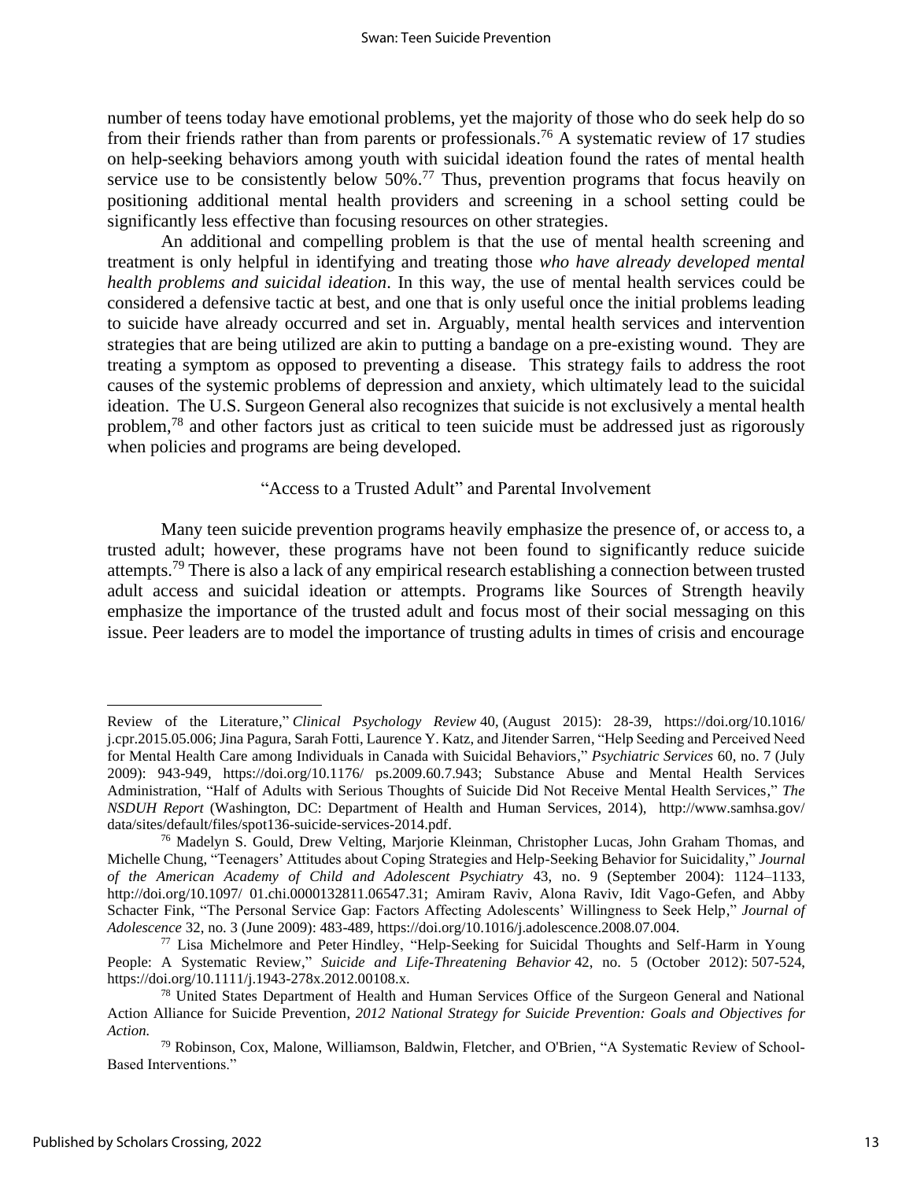number of teens today have emotional problems, yet the majority of those who do seek help do so from their friends rather than from parents or professionals.[76] A systematic review of 17 studies on help-seeking behaviors among youth with suicidal ideation found the rates of mental health service use to be consistently below 50%.[77] Thus, prevention programs that focus heavily on positioning additional mental health providers and screening in a school setting could be significantly less effective than focusing resources on other strategies.

An additional and compelling problem is that the use of mental health screening and treatment is only helpful in identifying and treating those *who have already developed mental health problems and suicidal ideation*. In this way, the use of mental health services could be considered a defensive tactic at best, and one that is only useful once the initial problems leading to suicide have already occurred and set in. Arguably, mental health services and intervention strategies that are being utilized are akin to putting a bandage on a pre-existing wound. They are treating a symptom as opposed to preventing a disease. This strategy fails to address the root causes of the systemic problems of depression and anxiety, which ultimately lead to the suicidal ideation. The U.S. Surgeon General also recognizes that suicide is not exclusively a mental health problem,[78] and other factors just as critical to teen suicide must be addressed just as rigorously when policies and programs are being developed.

### "Access to a Trusted Adult" and Parental Involvement

Many teen suicide prevention programs heavily emphasize the presence of, or access to, a trusted adult; however, these programs have not been found to significantly reduce suicide attempts.[79] There is also a lack of any empirical research establishing a connection between trusted adult access and suicidal ideation or attempts. Programs like Sources of Strength heavily emphasize the importance of the trusted adult and focus most of their social messaging on this issue. Peer leaders are to model the importance of trusting adults in times of crisis and encourage

---

Review of the Literature," *Clinical Psychology Review* 40, (August 2015): 28-39, https://doi.org/10.1016/j.cpr.2015.05.006; Jina Pagura, Sarah Fotti, Laurence Y. Katz, and Jitender Sarren, "Help Seeding and Perceived Need for Mental Health Care among Individuals in Canada with Suicidal Behaviors," *Psychiatric Services* 60, no. 7 (July 2009): 943-949, https://doi.org/10.1176/ ps.2009.60.7.943; Substance Abuse and Mental Health Services Administration, "Half of Adults with Serious Thoughts of Suicide Did Not Receive Mental Health Services," *The NSDUH Report* (Washington, DC: Department of Health and Human Services, 2014), http://www.samhsa.gov/ data/sites/default/files/spot136-suicide-services-2014.pdf.

[76] Madelyn S. Gould, Drew Velting, Marjorie Kleinman, Christopher Lucas, John Graham Thomas, and Michelle Chung, "Teenagers' Attitudes about Coping Strategies and Help-Seeking Behavior for Suicidality," *Journal of the American Academy of Child and Adolescent Psychiatry* 43, no. 9 (September 2004): 1124–1133, http://doi.org/10.1097/ 01.chi.0000132811.06547.31; Amiram Raviv, Alona Raviv, Idit Vago-Gefen, and Abby Schacter Fink, "The Personal Service Gap: Factors Affecting Adolescents' Willingness to Seek Help," *Journal of Adolescence* 32, no. 3 (June 2009): 483-489, https://doi.org/10.1016/j.adolescence.2008.07.004.

[77] Lisa Michelmore and Peter Hindley, "Help-Seeking for Suicidal Thoughts and Self-Harm in Young People: A Systematic Review," *Suicide and Life-Threatening Behavior* 42, no. 5 (October 2012): 507-524, https://doi.org/10.1111/j.1943-278x.2012.00108.x.

[78] United States Department of Health and Human Services Office of the Surgeon General and National Action Alliance for Suicide Prevention, *2012 National Strategy for Suicide Prevention: Goals and Objectives for Action.*

[79] Robinson, Cox, Malone, Williamson, Baldwin, Fletcher, and O'Brien, "A Systematic Review of School-Based Interventions."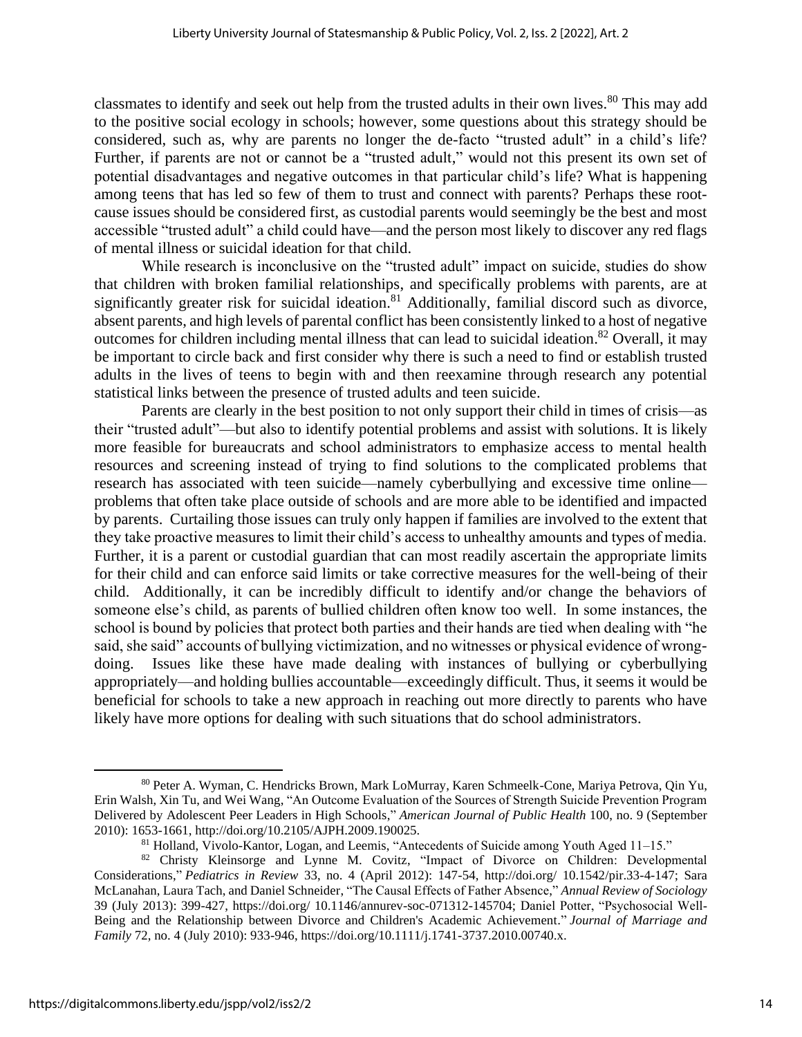classmates to identify and seek out help from the trusted adults in their own lives.[80] This may add to the positive social ecology in schools; however, some questions about this strategy should be considered, such as, why are parents no longer the de-facto "trusted adult" in a child's life? Further, if parents are not or cannot be a "trusted adult," would not this present its own set of potential disadvantages and negative outcomes in that particular child's life? What is happening among teens that has led so few of them to trust and connect with parents? Perhaps these root-cause issues should be considered first, as custodial parents would seemingly be the best and most accessible "trusted adult" a child could have—and the person most likely to discover any red flags of mental illness or suicidal ideation for that child.

While research is inconclusive on the "trusted adult" impact on suicide, studies do show that children with broken familial relationships, and specifically problems with parents, are at significantly greater risk for suicidal ideation.[81] Additionally, familial discord such as divorce, absent parents, and high levels of parental conflict has been consistently linked to a host of negative outcomes for children including mental illness that can lead to suicidal ideation.[82] Overall, it may be important to circle back and first consider why there is such a need to find or establish trusted adults in the lives of teens to begin with and then reexamine through research any potential statistical links between the presence of trusted adults and teen suicide.

Parents are clearly in the best position to not only support their child in times of crisis—as their "trusted adult"—but also to identify potential problems and assist with solutions. It is likely more feasible for bureaucrats and school administrators to emphasize access to mental health resources and screening instead of trying to find solutions to the complicated problems that research has associated with teen suicide—namely cyberbullying and excessive time online—problems that often take place outside of schools and are more able to be identified and impacted by parents. Curtailing those issues can truly only happen if families are involved to the extent that they take proactive measures to limit their child's access to unhealthy amounts and types of media. Further, it is a parent or custodial guardian that can most readily ascertain the appropriate limits for their child and can enforce said limits or take corrective measures for the well-being of their child. Additionally, it can be incredibly difficult to identify and/or change the behaviors of someone else's child, as parents of bullied children often know too well. In some instances, the school is bound by policies that protect both parties and their hands are tied when dealing with "he said, she said" accounts of bullying victimization, and no witnesses or physical evidence of wrong-doing. Issues like these have made dealing with instances of bullying or cyberbullying appropriately—and holding bullies accountable—exceedingly difficult. Thus, it seems it would be beneficial for schools to take a new approach in reaching out more directly to parents who have likely have more options for dealing with such situations that do school administrators.

---

[80] Peter A. Wyman, C. Hendricks Brown, Mark LoMurray, Karen Schmeelk-Cone, Mariya Petrova, Qin Yu, Erin Walsh, Xin Tu, and Wei Wang, "An Outcome Evaluation of the Sources of Strength Suicide Prevention Program Delivered by Adolescent Peer Leaders in High Schools," *American Journal of Public Health* 100, no. 9 (September 2010): 1653-1661, http://doi.org/10.2105/AJPH.2009.190025.

[81] Holland, Vivolo-Kantor, Logan, and Leemis, "Antecedents of Suicide among Youth Aged 11–15."

[82] Christy Kleinsorge and Lynne M. Covitz, "Impact of Divorce on Children: Developmental Considerations," *Pediatrics in Review* 33, no. 4 (April 2012): 147-54, http://doi.org/ 10.1542/pir.33-4-147; Sara McLanahan, Laura Tach, and Daniel Schneider, "The Causal Effects of Father Absence," *Annual Review of Sociology* 39 (July 2013): 399-427, https://doi.org/ 10.1146/annurev-soc-071312-145704; Daniel Potter, "Psychosocial Well-Being and the Relationship between Divorce and Children's Academic Achievement." *Journal of Marriage and Family* 72, no. 4 (July 2010): 933-946, https://doi.org/10.1111/j.1741-3737.2010.00740.x.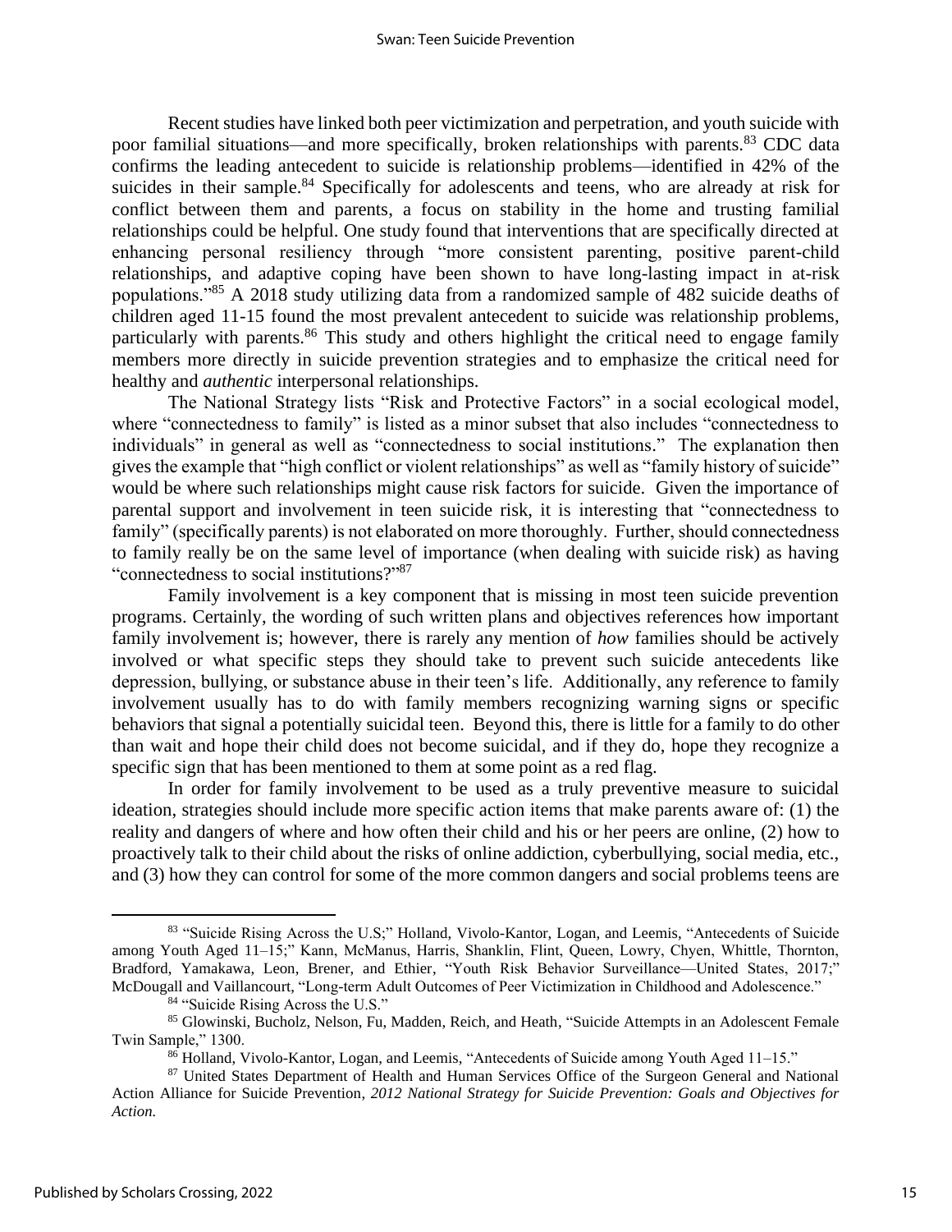Recent studies have linked both peer victimization and perpetration, and youth suicide with poor familial situations—and more specifically, broken relationships with parents.[83] CDC data confirms the leading antecedent to suicide is relationship problems—identified in 42% of the suicides in their sample.[84] Specifically for adolescents and teens, who are already at risk for conflict between them and parents, a focus on stability in the home and trusting familial relationships could be helpful. One study found that interventions that are specifically directed at enhancing personal resiliency through "more consistent parenting, positive parent-child relationships, and adaptive coping have been shown to have long-lasting impact in at-risk populations."[85] A 2018 study utilizing data from a randomized sample of 482 suicide deaths of children aged 11-15 found the most prevalent antecedent to suicide was relationship problems, particularly with parents.[86] This study and others highlight the critical need to engage family members more directly in suicide prevention strategies and to emphasize the critical need for healthy and *authentic* interpersonal relationships.

The National Strategy lists "Risk and Protective Factors" in a social ecological model, where "connectedness to family" is listed as a minor subset that also includes "connectedness to individuals" in general as well as "connectedness to social institutions." The explanation then gives the example that "high conflict or violent relationships" as well as "family history of suicide" would be where such relationships might cause risk factors for suicide. Given the importance of parental support and involvement in teen suicide risk, it is interesting that "connectedness to family" (specifically parents) is not elaborated on more thoroughly. Further, should connectedness to family really be on the same level of importance (when dealing with suicide risk) as having "connectedness to social institutions?"[87]

Family involvement is a key component that is missing in most teen suicide prevention programs. Certainly, the wording of such written plans and objectives references how important family involvement is; however, there is rarely any mention of *how* families should be actively involved or what specific steps they should take to prevent such suicide antecedents like depression, bullying, or substance abuse in their teen's life. Additionally, any reference to family involvement usually has to do with family members recognizing warning signs or specific behaviors that signal a potentially suicidal teen. Beyond this, there is little for a family to do other than wait and hope their child does not become suicidal, and if they do, hope they recognize a specific sign that has been mentioned to them at some point as a red flag.

In order for family involvement to be used as a truly preventive measure to suicidal ideation, strategies should include more specific action items that make parents aware of: (1) the reality and dangers of where and how often their child and his or her peers are online, (2) how to proactively talk to their child about the risks of online addiction, cyberbullying, social media, etc., and (3) how they can control for some of the more common dangers and social problems teens are

---

[83] "Suicide Rising Across the U.S;" Holland, Vivolo-Kantor, Logan, and Leemis, "Antecedents of Suicide among Youth Aged 11–15;" Kann, McManus, Harris, Shanklin, Flint, Queen, Lowry, Chyen, Whittle, Thornton, Bradford, Yamakawa, Leon, Brener, and Ethier, "Youth Risk Behavior Surveillance—United States, 2017;" McDougall and Vaillancourt, "Long-term Adult Outcomes of Peer Victimization in Childhood and Adolescence."

[84] "Suicide Rising Across the U.S."

[85] Glowinski, Bucholz, Nelson, Fu, Madden, Reich, and Heath, "Suicide Attempts in an Adolescent Female Twin Sample," 1300.

[86] Holland, Vivolo-Kantor, Logan, and Leemis, "Antecedents of Suicide among Youth Aged 11–15."

[87] United States Department of Health and Human Services Office of the Surgeon General and National Action Alliance for Suicide Prevention, *2012 National Strategy for Suicide Prevention: Goals and Objectives for Action.*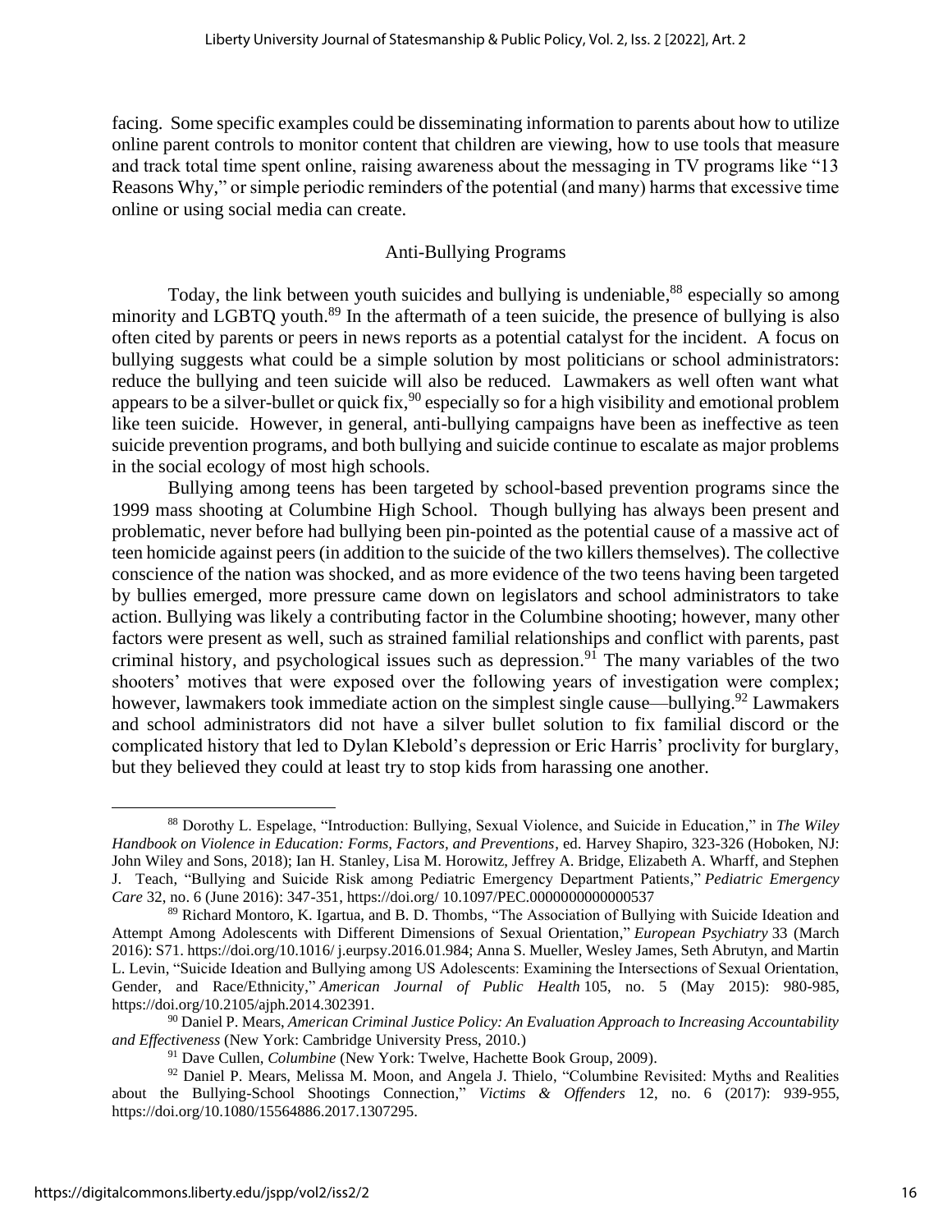facing. Some specific examples could be disseminating information to parents about how to utilize online parent controls to monitor content that children are viewing, how to use tools that measure and track total time spent online, raising awareness about the messaging in TV programs like "13 Reasons Why," or simple periodic reminders of the potential (and many) harms that excessive time online or using social media can create.

## Anti-Bullying Programs

Today, the link between youth suicides and bullying is undeniable,[88] especially so among minority and LGBTQ youth.[89] In the aftermath of a teen suicide, the presence of bullying is also often cited by parents or peers in news reports as a potential catalyst for the incident. A focus on bullying suggests what could be a simple solution by most politicians or school administrators: reduce the bullying and teen suicide will also be reduced. Lawmakers as well often want what appears to be a silver-bullet or quick fix,[90] especially so for a high visibility and emotional problem like teen suicide. However, in general, anti-bullying campaigns have been as ineffective as teen suicide prevention programs, and both bullying and suicide continue to escalate as major problems in the social ecology of most high schools.

Bullying among teens has been targeted by school-based prevention programs since the 1999 mass shooting at Columbine High School. Though bullying has always been present and problematic, never before had bullying been pin-pointed as the potential cause of a massive act of teen homicide against peers (in addition to the suicide of the two killers themselves). The collective conscience of the nation was shocked, and as more evidence of the two teens having been targeted by bullies emerged, more pressure came down on legislators and school administrators to take action. Bullying was likely a contributing factor in the Columbine shooting; however, many other factors were present as well, such as strained familial relationships and conflict with parents, past criminal history, and psychological issues such as depression.[91] The many variables of the two shooters' motives that were exposed over the following years of investigation were complex; however, lawmakers took immediate action on the simplest single cause—bullying.[92] Lawmakers and school administrators did not have a silver bullet solution to fix familial discord or the complicated history that led to Dylan Klebold's depression or Eric Harris' proclivity for burglary, but they believed they could at least try to stop kids from harassing one another.

---

[88] Dorothy L. Espelage, "Introduction: Bullying, Sexual Violence, and Suicide in Education," in *The Wiley Handbook on Violence in Education: Forms, Factors, and Preventions*, ed. Harvey Shapiro, 323-326 (Hoboken, NJ: John Wiley and Sons, 2018); Ian H. Stanley, Lisa M. Horowitz, Jeffrey A. Bridge, Elizabeth A. Wharff, and Stephen J. Teach, "Bullying and Suicide Risk among Pediatric Emergency Department Patients," *Pediatric Emergency Care* 32, no. 6 (June 2016): 347-351, https://doi.org/ 10.1097/PEC.0000000000000537

[89] Richard Montoro, K. Igartua, and B. D. Thombs, "The Association of Bullying with Suicide Ideation and Attempt Among Adolescents with Different Dimensions of Sexual Orientation," *European Psychiatry* 33 (March 2016): S71. https://doi.org/10.1016/ j.eurpsy.2016.01.984; Anna S. Mueller, Wesley James, Seth Abrutyn, and Martin L. Levin, "Suicide Ideation and Bullying among US Adolescents: Examining the Intersections of Sexual Orientation, Gender, and Race/Ethnicity," *American Journal of Public Health* 105, no. 5 (May 2015): 980-985, https://doi.org/10.2105/ajph.2014.302391.

[90] Daniel P. Mears, *American Criminal Justice Policy: An Evaluation Approach to Increasing Accountability and Effectiveness* (New York: Cambridge University Press, 2010.)

[91] Dave Cullen, *Columbine* (New York: Twelve, Hachette Book Group, 2009).

[92] Daniel P. Mears, Melissa M. Moon, and Angela J. Thielo, "Columbine Revisited: Myths and Realities about the Bullying-School Shootings Connection," *Victims & Offenders* 12, no. 6 (2017): 939-955, https://doi.org/10.1080/15564886.2017.1307295.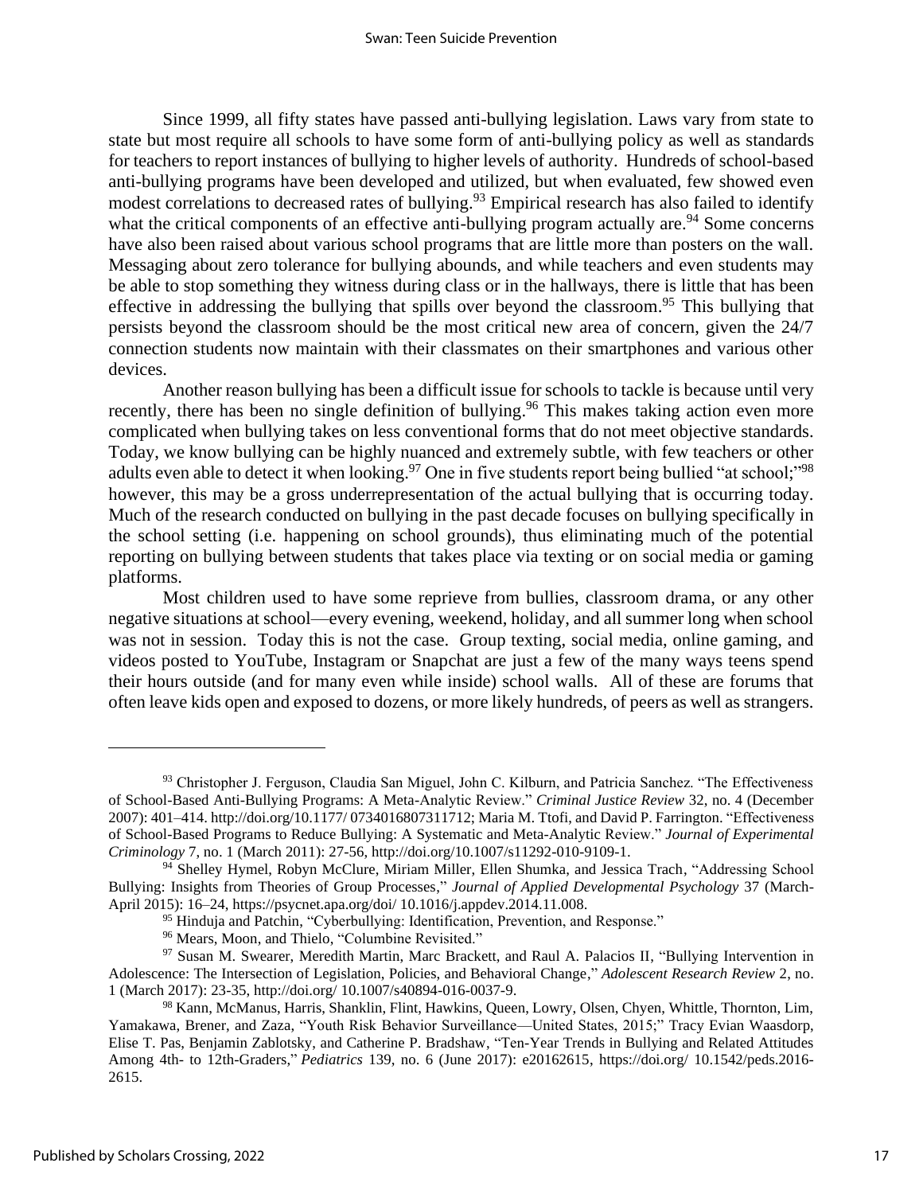Since 1999, all fifty states have passed anti-bullying legislation. Laws vary from state to state but most require all schools to have some form of anti-bullying policy as well as standards for teachers to report instances of bullying to higher levels of authority. Hundreds of school-based anti-bullying programs have been developed and utilized, but when evaluated, few showed even modest correlations to decreased rates of bullying.[93] Empirical research has also failed to identify what the critical components of an effective anti-bullying program actually are.[94] Some concerns have also been raised about various school programs that are little more than posters on the wall. Messaging about zero tolerance for bullying abounds, and while teachers and even students may be able to stop something they witness during class or in the hallways, there is little that has been effective in addressing the bullying that spills over beyond the classroom.[95] This bullying that persists beyond the classroom should be the most critical new area of concern, given the 24/7 connection students now maintain with their classmates on their smartphones and various other devices.

Another reason bullying has been a difficult issue for schools to tackle is because until very recently, there has been no single definition of bullying.[96] This makes taking action even more complicated when bullying takes on less conventional forms that do not meet objective standards. Today, we know bullying can be highly nuanced and extremely subtle, with few teachers or other adults even able to detect it when looking.[97] One in five students report being bullied "at school;"[98] however, this may be a gross underrepresentation of the actual bullying that is occurring today. Much of the research conducted on bullying in the past decade focuses on bullying specifically in the school setting (i.e. happening on school grounds), thus eliminating much of the potential reporting on bullying between students that takes place via texting or on social media or gaming platforms.

Most children used to have some reprieve from bullies, classroom drama, or any other negative situations at school—every evening, weekend, holiday, and all summer long when school was not in session. Today this is not the case. Group texting, social media, online gaming, and videos posted to YouTube, Instagram or Snapchat are just a few of the many ways teens spend their hours outside (and for many even while inside) school walls. All of these are forums that often leave kids open and exposed to dozens, or more likely hundreds, of peers as well as strangers.

---

[93] Christopher J. Ferguson, Claudia San Miguel, John C. Kilburn, and Patricia Sanchez. "The Effectiveness of School-Based Anti-Bullying Programs: A Meta-Analytic Review." *Criminal Justice Review* 32, no. 4 (December 2007): 401–414. http://doi.org/10.1177/ 0734016807311712; Maria M. Ttofi, and David P. Farrington. "Effectiveness of School-Based Programs to Reduce Bullying: A Systematic and Meta-Analytic Review." *Journal of Experimental Criminology* 7, no. 1 (March 2011): 27-56, http://doi.org/10.1007/s11292-010-9109-1.

[94] Shelley Hymel, Robyn McClure, Miriam Miller, Ellen Shumka, and Jessica Trach, "Addressing School Bullying: Insights from Theories of Group Processes," *Journal of Applied Developmental Psychology* 37 (March-April 2015): 16–24, https://psycnet.apa.org/doi/ 10.1016/j.appdev.2014.11.008.

[95] Hinduja and Patchin, "Cyberbullying: Identification, Prevention, and Response."

[96] Mears, Moon, and Thielo, "Columbine Revisited."

[97] Susan M. Swearer, Meredith Martin, Marc Brackett, and Raul A. Palacios II, "Bullying Intervention in Adolescence: The Intersection of Legislation, Policies, and Behavioral Change," *Adolescent Research Review* 2, no. 1 (March 2017): 23-35, http://doi.org/ 10.1007/s40894-016-0037-9.

[98] Kann, McManus, Harris, Shanklin, Flint, Hawkins, Queen, Lowry, Olsen, Chyen, Whittle, Thornton, Lim, Yamakawa, Brener, and Zaza, "Youth Risk Behavior Surveillance—United States, 2015;" Tracy Evian Waasdorp, Elise T. Pas, Benjamin Zablotsky, and Catherine P. Bradshaw, "Ten-Year Trends in Bullying and Related Attitudes Among 4th- to 12th-Graders," *Pediatrics* 139, no. 6 (June 2017): e20162615, https://doi.org/ 10.1542/peds.2016-2615.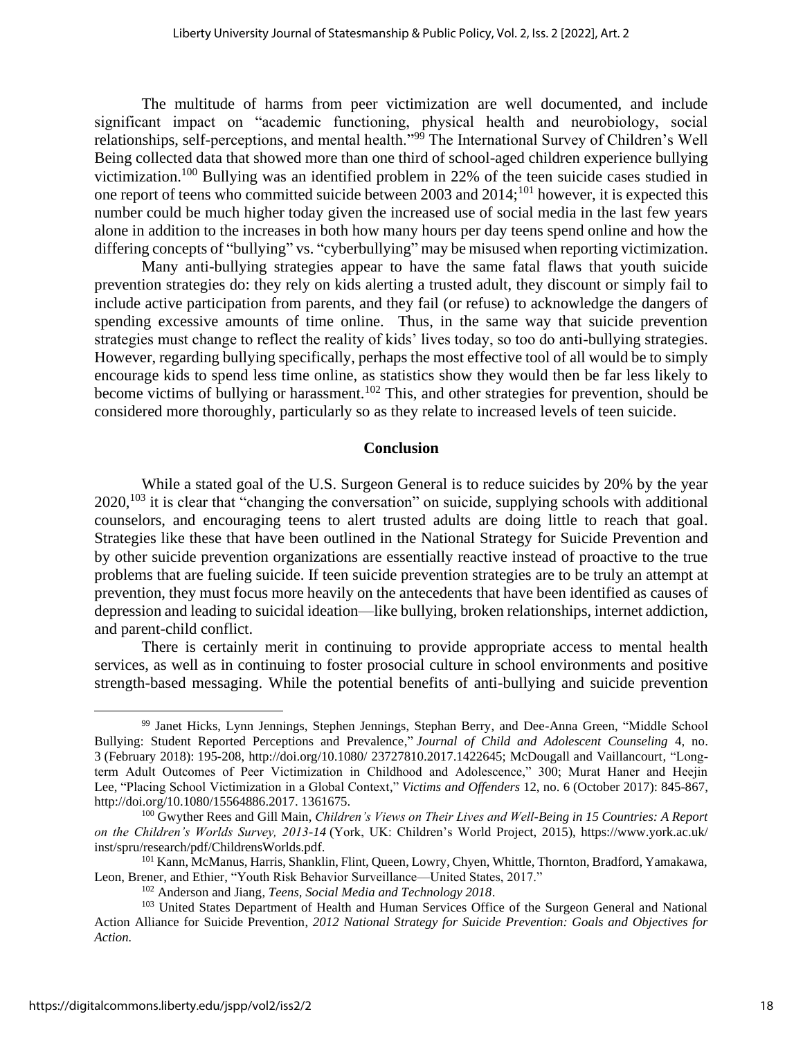The multitude of harms from peer victimization are well documented, and include significant impact on "academic functioning, physical health and neurobiology, social relationships, self-perceptions, and mental health."[99] The International Survey of Children's Well Being collected data that showed more than one third of school-aged children experience bullying victimization.[100] Bullying was an identified problem in 22% of the teen suicide cases studied in one report of teens who committed suicide between 2003 and 2014;[101] however, it is expected this number could be much higher today given the increased use of social media in the last few years alone in addition to the increases in both how many hours per day teens spend online and how the differing concepts of "bullying" vs. "cyberbullying" may be misused when reporting victimization.

Many anti-bullying strategies appear to have the same fatal flaws that youth suicide prevention strategies do: they rely on kids alerting a trusted adult, they discount or simply fail to include active participation from parents, and they fail (or refuse) to acknowledge the dangers of spending excessive amounts of time online. Thus, in the same way that suicide prevention strategies must change to reflect the reality of kids' lives today, so too do anti-bullying strategies. However, regarding bullying specifically, perhaps the most effective tool of all would be to simply encourage kids to spend less time online, as statistics show they would then be far less likely to become victims of bullying or harassment.[102] This, and other strategies for prevention, should be considered more thoroughly, particularly so as they relate to increased levels of teen suicide.

## Conclusion

While a stated goal of the U.S. Surgeon General is to reduce suicides by 20% by the year 2020,[103] it is clear that "changing the conversation" on suicide, supplying schools with additional counselors, and encouraging teens to alert trusted adults are doing little to reach that goal. Strategies like these that have been outlined in the National Strategy for Suicide Prevention and by other suicide prevention organizations are essentially reactive instead of proactive to the true problems that are fueling suicide. If teen suicide prevention strategies are to be truly an attempt at prevention, they must focus more heavily on the antecedents that have been identified as causes of depression and leading to suicidal ideation—like bullying, broken relationships, internet addiction, and parent-child conflict.

There is certainly merit in continuing to provide appropriate access to mental health services, as well as in continuing to foster prosocial culture in school environments and positive strength-based messaging. While the potential benefits of anti-bullying and suicide prevention

---

[99] Janet Hicks, Lynn Jennings, Stephen Jennings, Stephan Berry, and Dee-Anna Green, "Middle School Bullying: Student Reported Perceptions and Prevalence," *Journal of Child and Adolescent Counseling* 4, no. 3 (February 2018): 195-208, http://doi.org/10.1080/ 23727810.2017.1422645; McDougall and Vaillancourt, "Long-term Adult Outcomes of Peer Victimization in Childhood and Adolescence," 300; Murat Haner and Heejin Lee, "Placing School Victimization in a Global Context," *Victims and Offenders* 12, no. 6 (October 2017): 845-867, http://doi.org/10.1080/15564886.2017. 1361675.

[100] Gwyther Rees and Gill Main, *Children's Views on Their Lives and Well-Being in 15 Countries: A Report on the Children's Worlds Survey, 2013-14* (York, UK: Children's World Project, 2015), https://www.york.ac.uk/ inst/spru/research/pdf/ChildrensWorlds.pdf.

[101] Kann, McManus, Harris, Shanklin, Flint, Queen, Lowry, Chyen, Whittle, Thornton, Bradford, Yamakawa, Leon, Brener, and Ethier, "Youth Risk Behavior Surveillance—United States, 2017."

[102] Anderson and Jiang, *Teens, Social Media and Technology 2018*.

[103] United States Department of Health and Human Services Office of the Surgeon General and National Action Alliance for Suicide Prevention, *2012 National Strategy for Suicide Prevention: Goals and Objectives for Action.*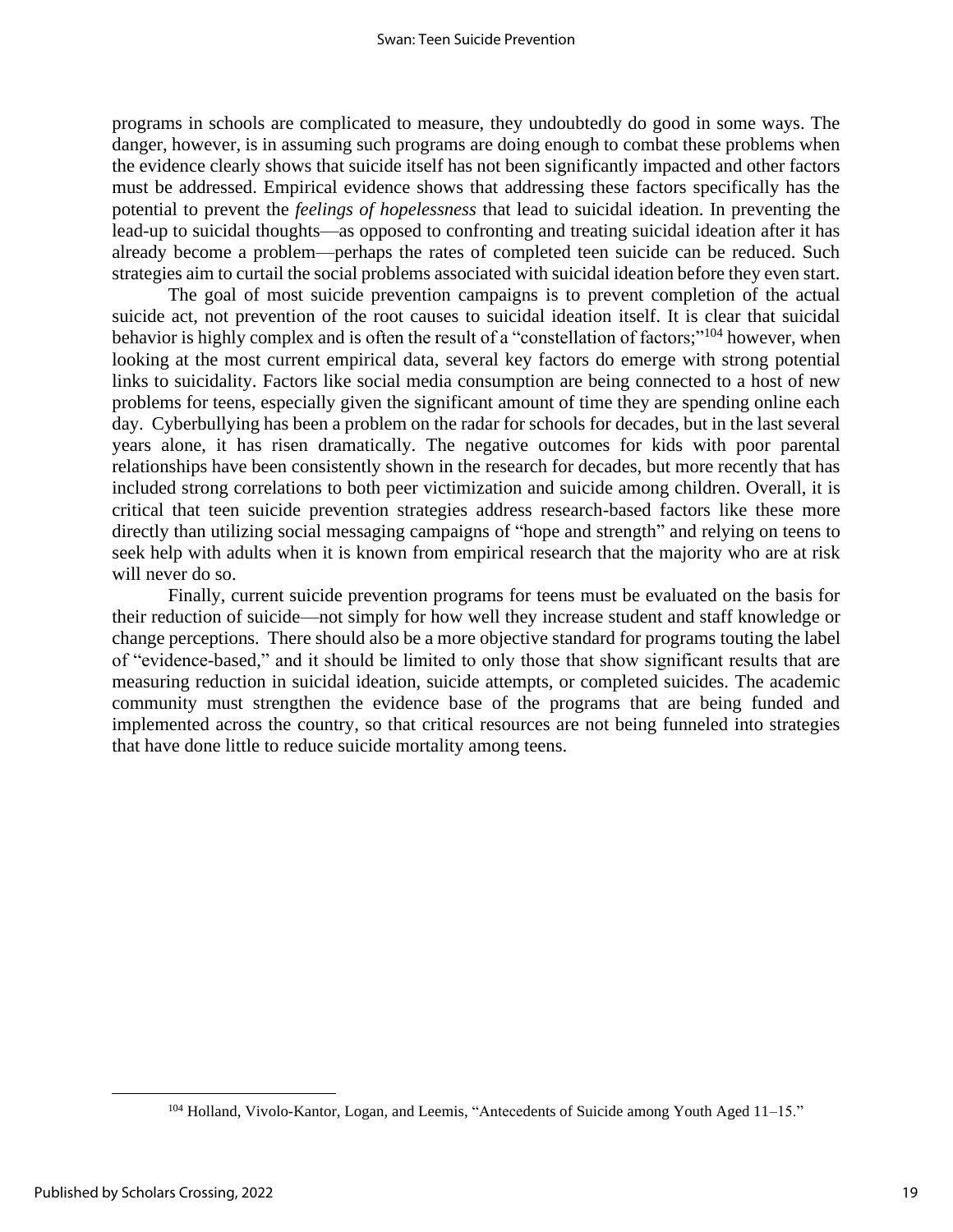programs in schools are complicated to measure, they undoubtedly do good in some ways. The danger, however, is in assuming such programs are doing enough to combat these problems when the evidence clearly shows that suicide itself has not been significantly impacted and other factors must be addressed. Empirical evidence shows that addressing these factors specifically has the potential to prevent the *feelings of hopelessness* that lead to suicidal ideation. In preventing the lead-up to suicidal thoughts—as opposed to confronting and treating suicidal ideation after it has already become a problem—perhaps the rates of completed teen suicide can be reduced. Such strategies aim to curtail the social problems associated with suicidal ideation before they even start.

The goal of most suicide prevention campaigns is to prevent completion of the actual suicide act, not prevention of the root causes to suicidal ideation itself. It is clear that suicidal behavior is highly complex and is often the result of a "constellation of factors;"[104] however, when looking at the most current empirical data, several key factors do emerge with strong potential links to suicidality. Factors like social media consumption are being connected to a host of new problems for teens, especially given the significant amount of time they are spending online each day. Cyberbullying has been a problem on the radar for schools for decades, but in the last several years alone, it has risen dramatically. The negative outcomes for kids with poor parental relationships have been consistently shown in the research for decades, but more recently that has included strong correlations to both peer victimization and suicide among children. Overall, it is critical that teen suicide prevention strategies address research-based factors like these more directly than utilizing social messaging campaigns of "hope and strength" and relying on teens to seek help with adults when it is known from empirical research that the majority who are at risk will never do so.

Finally, current suicide prevention programs for teens must be evaluated on the basis for their reduction of suicide—not simply for how well they increase student and staff knowledge or change perceptions. There should also be a more objective standard for programs touting the label of "evidence-based," and it should be limited to only those that show significant results that are measuring reduction in suicidal ideation, suicide attempts, or completed suicides. The academic community must strengthen the evidence base of the programs that are being funded and implemented across the country, so that critical resources are not being funneled into strategies that have done little to reduce suicide mortality among teens.

[104] Holland, Vivolo-Kantor, Logan, and Leemis, "Antecedents of Suicide among Youth Aged 11–15."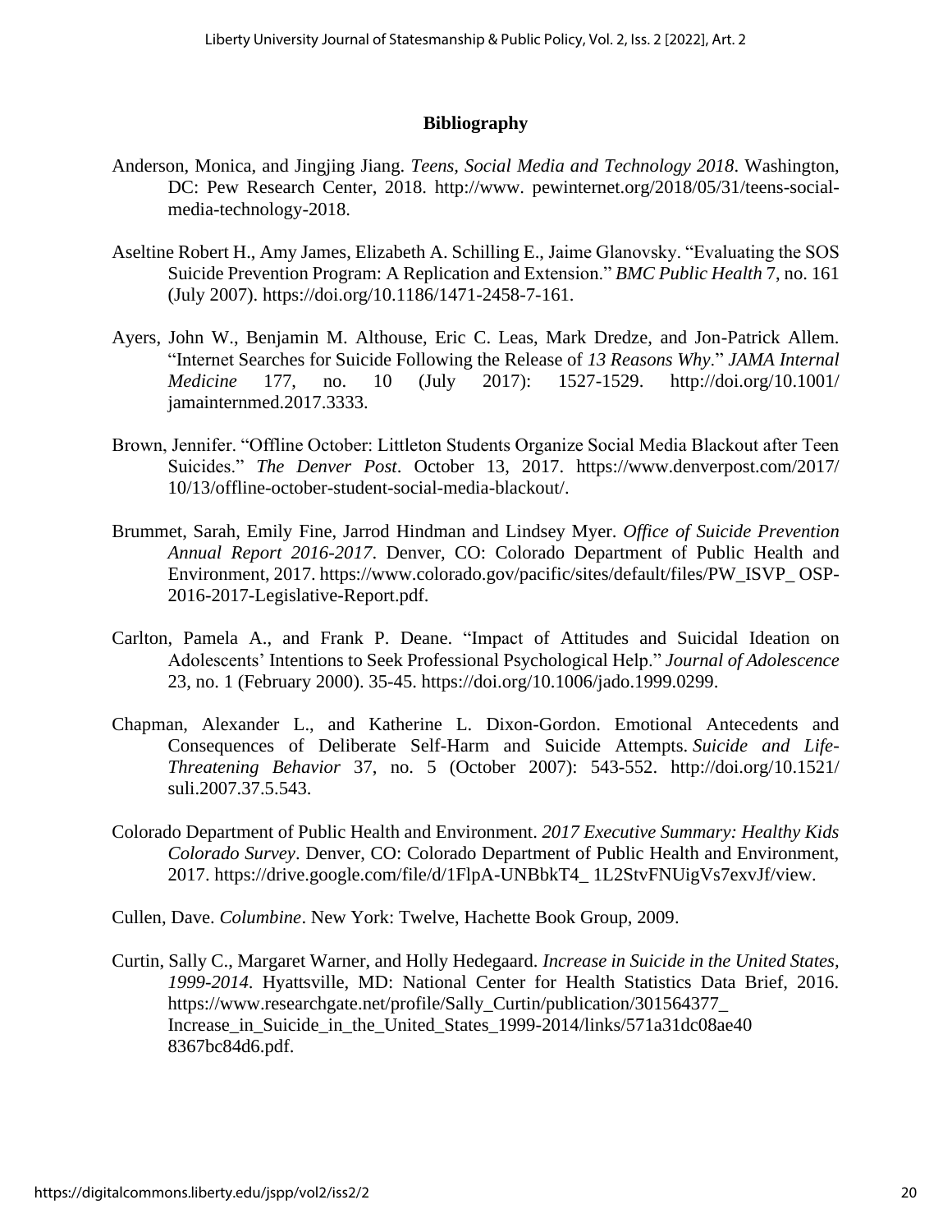## Bibliography

Anderson, Monica, and Jingjing Jiang. *Teens, Social Media and Technology 2018*. Washington, DC: Pew Research Center, 2018. http://www. pewinternet.org/2018/05/31/teens-social-media-technology-2018.

Aseltine Robert H., Amy James, Elizabeth A. Schilling E., Jaime Glanovsky. "Evaluating the SOS Suicide Prevention Program: A Replication and Extension." *BMC Public Health* 7, no. 161 (July 2007). https://doi.org/10.1186/1471-2458-7-161.

Ayers, John W., Benjamin M. Althouse, Eric C. Leas, Mark Dredze, and Jon-Patrick Allem. "Internet Searches for Suicide Following the Release of *13 Reasons Why*." *JAMA Internal Medicine* 177, no. 10 (July 2017): 1527-1529. http://doi.org/10.1001/ jamainternmed.2017.3333.

Brown, Jennifer. "Offline October: Littleton Students Organize Social Media Blackout after Teen Suicides." *The Denver Post*. October 13, 2017. https://www.denverpost.com/2017/ 10/13/offline-october-student-social-media-blackout/.

Brummet, Sarah, Emily Fine, Jarrod Hindman and Lindsey Myer. *Office of Suicide Prevention Annual Report 2016-2017*. Denver, CO: Colorado Department of Public Health and Environment, 2017. https://www.colorado.gov/pacific/sites/default/files/PW_ISVP_ OSP-2016-2017-Legislative-Report.pdf.

Carlton, Pamela A., and Frank P. Deane. "Impact of Attitudes and Suicidal Ideation on Adolescents' Intentions to Seek Professional Psychological Help." *Journal of Adolescence* 23, no. 1 (February 2000). 35-45. https://doi.org/10.1006/jado.1999.0299.

Chapman, Alexander L., and Katherine L. Dixon-Gordon. Emotional Antecedents and Consequences of Deliberate Self-Harm and Suicide Attempts. *Suicide and Life-Threatening Behavior* 37, no. 5 (October 2007): 543-552. http://doi.org/10.1521/ suli.2007.37.5.543.

Colorado Department of Public Health and Environment. *2017 Executive Summary: Healthy Kids Colorado Survey*. Denver, CO: Colorado Department of Public Health and Environment, 2017. https://drive.google.com/file/d/1FlpA-UNBbkT4_ 1L2StvFNUigVs7exvJf/view.

Cullen, Dave. *Columbine*. New York: Twelve, Hachette Book Group, 2009.

Curtin, Sally C., Margaret Warner, and Holly Hedegaard. *Increase in Suicide in the United States, 1999-2014*. Hyattsville, MD: National Center for Health Statistics Data Brief, 2016. https://www.researchgate.net/profile/Sally_Curtin/publication/301564377_ Increase_in_Suicide_in_the_United_States_1999-2014/links/571a31dc08ae40 8367bc84d6.pdf.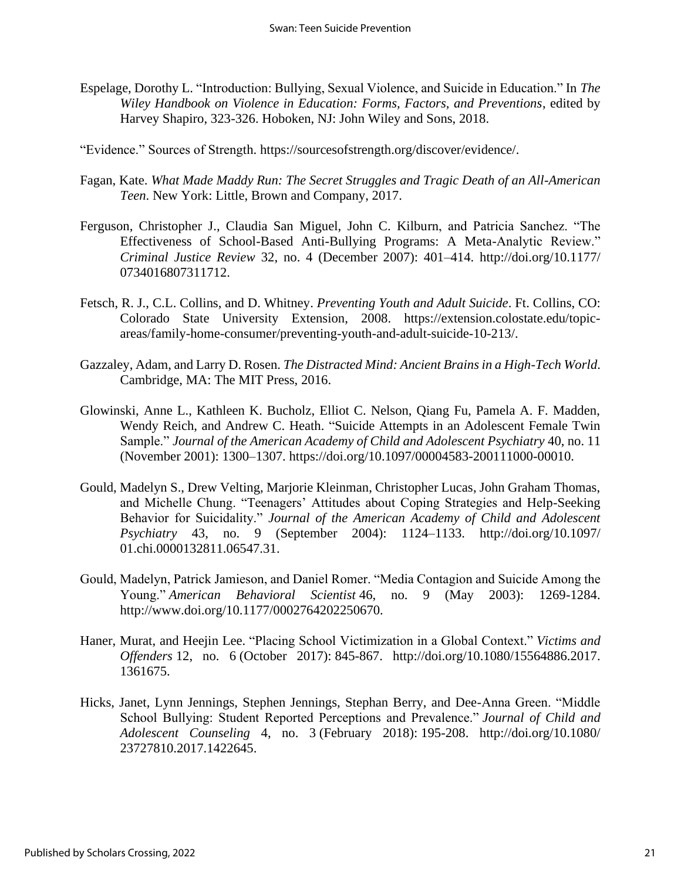Espelage, Dorothy L. "Introduction: Bullying, Sexual Violence, and Suicide in Education." In *The Wiley Handbook on Violence in Education: Forms, Factors, and Preventions*, edited by Harvey Shapiro, 323-326. Hoboken, NJ: John Wiley and Sons, 2018.

"Evidence." Sources of Strength. https://sourcesofstrength.org/discover/evidence/.

Fagan, Kate. *What Made Maddy Run: The Secret Struggles and Tragic Death of an All-American Teen*. New York: Little, Brown and Company, 2017.

Ferguson, Christopher J., Claudia San Miguel, John C. Kilburn, and Patricia Sanchez. "The Effectiveness of School-Based Anti-Bullying Programs: A Meta-Analytic Review." *Criminal Justice Review* 32, no. 4 (December 2007): 401–414. http://doi.org/10.1177/0734016807311712.

Fetsch, R. J., C.L. Collins, and D. Whitney. *Preventing Youth and Adult Suicide*. Ft. Collins, CO: Colorado State University Extension, 2008. https://extension.colostate.edu/topic-areas/family-home-consumer/preventing-youth-and-adult-suicide-10-213/.

Gazzaley, Adam, and Larry D. Rosen. *The Distracted Mind: Ancient Brains in a High-Tech World*. Cambridge, MA: The MIT Press, 2016.

Glowinski, Anne L., Kathleen K. Bucholz, Elliot C. Nelson, Qiang Fu, Pamela A. F. Madden, Wendy Reich, and Andrew C. Heath. "Suicide Attempts in an Adolescent Female Twin Sample." *Journal of the American Academy of Child and Adolescent Psychiatry* 40, no. 11 (November 2001): 1300–1307. https://doi.org/10.1097/00004583-200111000-00010.

Gould, Madelyn S., Drew Velting, Marjorie Kleinman, Christopher Lucas, John Graham Thomas, and Michelle Chung. "Teenagers' Attitudes about Coping Strategies and Help-Seeking Behavior for Suicidality." *Journal of the American Academy of Child and Adolescent Psychiatry* 43, no. 9 (September 2004): 1124–1133. http://doi.org/10.1097/01.chi.0000132811.06547.31.

Gould, Madelyn, Patrick Jamieson, and Daniel Romer. "Media Contagion and Suicide Among the Young." *American Behavioral Scientist* 46, no. 9 (May 2003): 1269-1284. http://www.doi.org/10.1177/0002764202250670.

Haner, Murat, and Heejin Lee. "Placing School Victimization in a Global Context." *Victims and Offenders* 12, no. 6 (October 2017): 845-867. http://doi.org/10.1080/15564886.2017.1361675.

Hicks, Janet, Lynn Jennings, Stephen Jennings, Stephan Berry, and Dee-Anna Green. "Middle School Bullying: Student Reported Perceptions and Prevalence." *Journal of Child and Adolescent Counseling* 4, no. 3 (February 2018): 195-208. http://doi.org/10.1080/23727810.2017.1422645.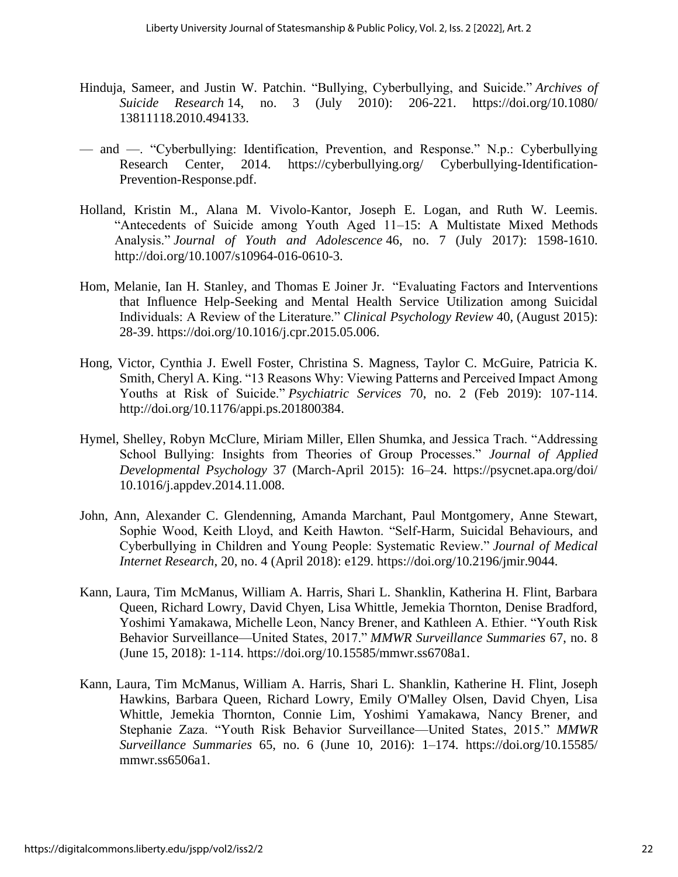Hinduja, Sameer, and Justin W. Patchin. "Bullying, Cyberbullying, and Suicide." *Archives of Suicide Research* 14, no. 3 (July 2010): 206-221. https://doi.org/10.1080/ 13811118.2010.494133.

— and —. "Cyberbullying: Identification, Prevention, and Response." N.p.: Cyberbullying Research Center, 2014. https://cyberbullying.org/ Cyberbullying-Identification-Prevention-Response.pdf.

Holland, Kristin M., Alana M. Vivolo-Kantor, Joseph E. Logan, and Ruth W. Leemis. "Antecedents of Suicide among Youth Aged 11–15: A Multistate Mixed Methods Analysis." *Journal of Youth and Adolescence* 46, no. 7 (July 2017): 1598-1610. http://doi.org/10.1007/s10964-016-0610-3.

Hom, Melanie, Ian H. Stanley, and Thomas E Joiner Jr. "Evaluating Factors and Interventions that Influence Help-Seeking and Mental Health Service Utilization among Suicidal Individuals: A Review of the Literature." *Clinical Psychology Review* 40, (August 2015): 28-39. https://doi.org/10.1016/j.cpr.2015.05.006.

Hong, Victor, Cynthia J. Ewell Foster, Christina S. Magness, Taylor C. McGuire, Patricia K. Smith, Cheryl A. King. "13 Reasons Why: Viewing Patterns and Perceived Impact Among Youths at Risk of Suicide." *Psychiatric Services* 70, no. 2 (Feb 2019): 107-114. http://doi.org/10.1176/appi.ps.201800384.

Hymel, Shelley, Robyn McClure, Miriam Miller, Ellen Shumka, and Jessica Trach. "Addressing School Bullying: Insights from Theories of Group Processes." *Journal of Applied Developmental Psychology* 37 (March-April 2015): 16–24. https://psycnet.apa.org/doi/ 10.1016/j.appdev.2014.11.008.

John, Ann, Alexander C. Glendenning, Amanda Marchant, Paul Montgomery, Anne Stewart, Sophie Wood, Keith Lloyd, and Keith Hawton. "Self-Harm, Suicidal Behaviours, and Cyberbullying in Children and Young People: Systematic Review." *Journal of Medical Internet Research*, 20, no. 4 (April 2018): e129. https://doi.org/10.2196/jmir.9044.

Kann, Laura, Tim McManus, William A. Harris, Shari L. Shanklin, Katherina H. Flint, Barbara Queen, Richard Lowry, David Chyen, Lisa Whittle, Jemekia Thornton, Denise Bradford, Yoshimi Yamakawa, Michelle Leon, Nancy Brener, and Kathleen A. Ethier. "Youth Risk Behavior Surveillance—United States, 2017." *MMWR Surveillance Summaries* 67, no. 8 (June 15, 2018): 1-114. https://doi.org/10.15585/mmwr.ss6708a1.

Kann, Laura, Tim McManus, William A. Harris, Shari L. Shanklin, Katherine H. Flint, Joseph Hawkins, Barbara Queen, Richard Lowry, Emily O'Malley Olsen, David Chyen, Lisa Whittle, Jemekia Thornton, Connie Lim, Yoshimi Yamakawa, Nancy Brener, and Stephanie Zaza. "Youth Risk Behavior Surveillance—United States, 2015." *MMWR Surveillance Summaries* 65, no. 6 (June 10, 2016): 1–174. https://doi.org/10.15585/ mmwr.ss6506a1.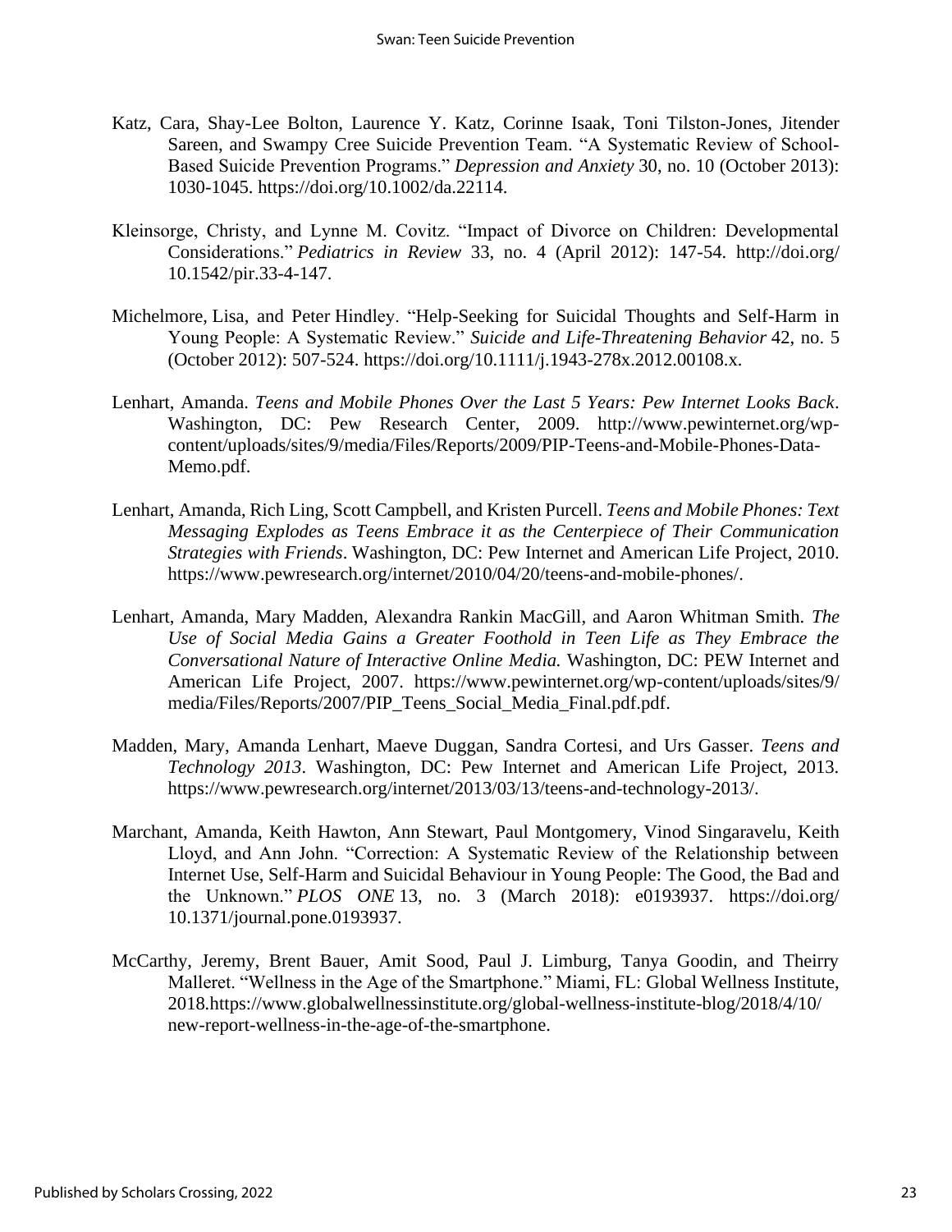Katz, Cara, Shay-Lee Bolton, Laurence Y. Katz, Corinne Isaak, Toni Tilston-Jones, Jitender Sareen, and Swampy Cree Suicide Prevention Team. "A Systematic Review of School-Based Suicide Prevention Programs." *Depression and Anxiety* 30, no. 10 (October 2013): 1030-1045. https://doi.org/10.1002/da.22114.

Kleinsorge, Christy, and Lynne M. Covitz. "Impact of Divorce on Children: Developmental Considerations." *Pediatrics in Review* 33, no. 4 (April 2012): 147-54. http://doi.org/10.1542/pir.33-4-147.

Michelmore, Lisa, and Peter Hindley. "Help-Seeking for Suicidal Thoughts and Self-Harm in Young People: A Systematic Review." *Suicide and Life-Threatening Behavior* 42, no. 5 (October 2012): 507-524. https://doi.org/10.1111/j.1943-278x.2012.00108.x.

Lenhart, Amanda. *Teens and Mobile Phones Over the Last 5 Years: Pew Internet Looks Back*. Washington, DC: Pew Research Center, 2009. http://www.pewinternet.org/wp-content/uploads/sites/9/media/Files/Reports/2009/PIP-Teens-and-Mobile-Phones-Data-Memo.pdf.

Lenhart, Amanda, Rich Ling, Scott Campbell, and Kristen Purcell. *Teens and Mobile Phones: Text Messaging Explodes as Teens Embrace it as the Centerpiece of Their Communication Strategies with Friends*. Washington, DC: Pew Internet and American Life Project, 2010. https://www.pewresearch.org/internet/2010/04/20/teens-and-mobile-phones/.

Lenhart, Amanda, Mary Madden, Alexandra Rankin MacGill, and Aaron Whitman Smith. *The Use of Social Media Gains a Greater Foothold in Teen Life as They Embrace the Conversational Nature of Interactive Online Media.* Washington, DC: PEW Internet and American Life Project, 2007. https://www.pewinternet.org/wp-content/uploads/sites/9/media/Files/Reports/2007/PIP_Teens_Social_Media_Final.pdf.pdf.

Madden, Mary, Amanda Lenhart, Maeve Duggan, Sandra Cortesi, and Urs Gasser. *Teens and Technology 2013*. Washington, DC: Pew Internet and American Life Project, 2013. https://www.pewresearch.org/internet/2013/03/13/teens-and-technology-2013/.

Marchant, Amanda, Keith Hawton, Ann Stewart, Paul Montgomery, Vinod Singaravelu, Keith Lloyd, and Ann John. "Correction: A Systematic Review of the Relationship between Internet Use, Self-Harm and Suicidal Behaviour in Young People: The Good, the Bad and the Unknown." *PLOS ONE* 13, no. 3 (March 2018): e0193937. https://doi.org/10.1371/journal.pone.0193937.

McCarthy, Jeremy, Brent Bauer, Amit Sood, Paul J. Limburg, Tanya Goodin, and Theirry Malleret. "Wellness in the Age of the Smartphone." Miami, FL: Global Wellness Institute, 2018.https://www.globalwellnessinstitute.org/global-wellness-institute-blog/2018/4/10/new-report-wellness-in-the-age-of-the-smartphone.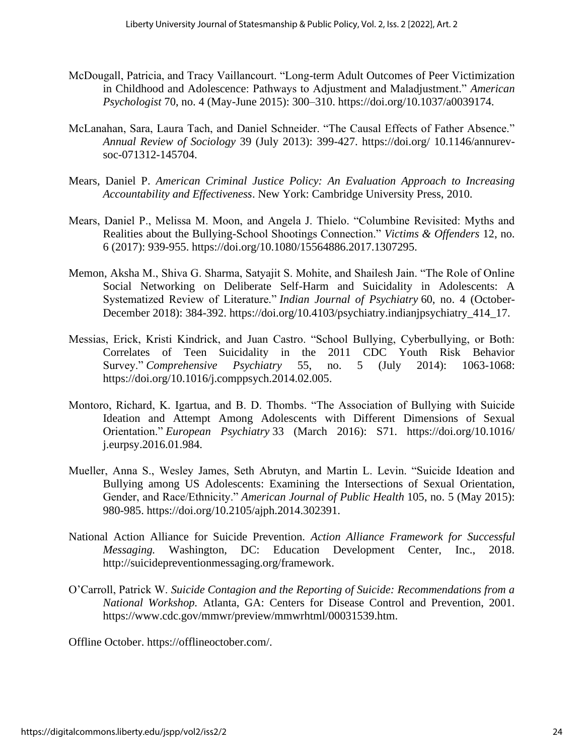McDougall, Patricia, and Tracy Vaillancourt. "Long-term Adult Outcomes of Peer Victimization in Childhood and Adolescence: Pathways to Adjustment and Maladjustment." *American Psychologist* 70, no. 4 (May-June 2015): 300–310. https://doi.org/10.1037/a0039174.

McLanahan, Sara, Laura Tach, and Daniel Schneider. "The Causal Effects of Father Absence." *Annual Review of Sociology* 39 (July 2013): 399-427. https://doi.org/ 10.1146/annurev-soc-071312-145704.

Mears, Daniel P. *American Criminal Justice Policy: An Evaluation Approach to Increasing Accountability and Effectiveness*. New York: Cambridge University Press, 2010.

Mears, Daniel P., Melissa M. Moon, and Angela J. Thielo. "Columbine Revisited: Myths and Realities about the Bullying-School Shootings Connection." *Victims & Offenders* 12, no. 6 (2017): 939-955. https://doi.org/10.1080/15564886.2017.1307295.

Memon, Aksha M., Shiva G. Sharma, Satyajit S. Mohite, and Shailesh Jain. "The Role of Online Social Networking on Deliberate Self-Harm and Suicidality in Adolescents: A Systematized Review of Literature." *Indian Journal of Psychiatry* 60, no. 4 (October-December 2018): 384-392. https://doi.org/10.4103/psychiatry.indianjpsychiatry_414_17.

Messias, Erick, Kristi Kindrick, and Juan Castro. "School Bullying, Cyberbullying, or Both: Correlates of Teen Suicidality in the 2011 CDC Youth Risk Behavior Survey." *Comprehensive Psychiatry* 55, no. 5 (July 2014): 1063-1068: https://doi.org/10.1016/j.comppsych.2014.02.005.

Montoro, Richard, K. Igartua, and B. D. Thombs. "The Association of Bullying with Suicide Ideation and Attempt Among Adolescents with Different Dimensions of Sexual Orientation." *European Psychiatry* 33 (March 2016): S71. https://doi.org/10.1016/ j.eurpsy.2016.01.984.

Mueller, Anna S., Wesley James, Seth Abrutyn, and Martin L. Levin. "Suicide Ideation and Bullying among US Adolescents: Examining the Intersections of Sexual Orientation, Gender, and Race/Ethnicity." *American Journal of Public Health* 105, no. 5 (May 2015): 980-985. https://doi.org/10.2105/ajph.2014.302391.

National Action Alliance for Suicide Prevention. *Action Alliance Framework for Successful Messaging.* Washington, DC: Education Development Center, Inc., 2018. http://suicidepreventionmessaging.org/framework.

O'Carroll, Patrick W. *Suicide Contagion and the Reporting of Suicide: Recommendations from a National Workshop.* Atlanta, GA: Centers for Disease Control and Prevention, 2001. https://www.cdc.gov/mmwr/preview/mmwrhtml/00031539.htm.

Offline October. https://offlineoctober.com/.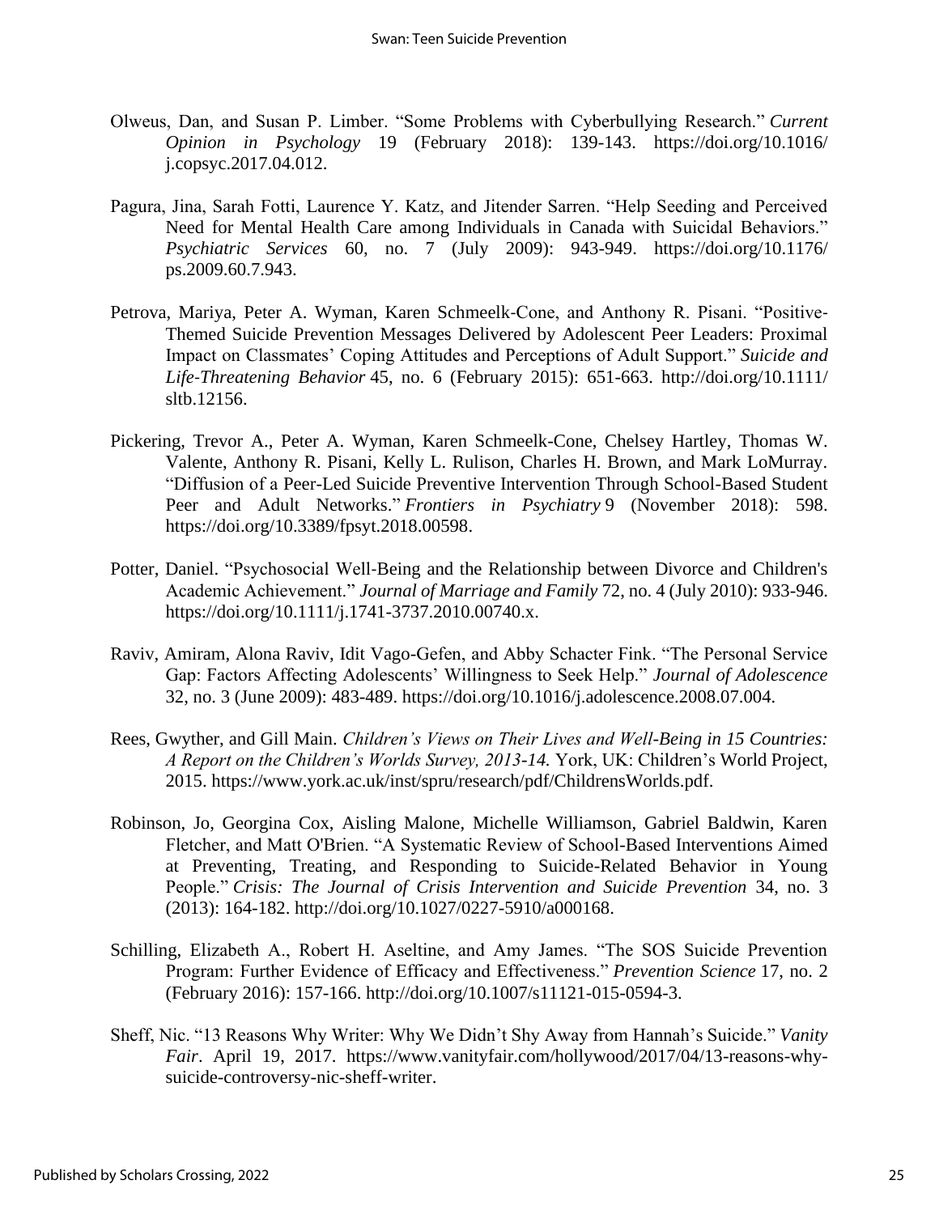Olweus, Dan, and Susan P. Limber. "Some Problems with Cyberbullying Research." *Current Opinion in Psychology* 19 (February 2018): 139-143. https://doi.org/10.1016/j.copsyc.2017.04.012.

Pagura, Jina, Sarah Fotti, Laurence Y. Katz, and Jitender Sarren. "Help Seeding and Perceived Need for Mental Health Care among Individuals in Canada with Suicidal Behaviors." *Psychiatric Services* 60, no. 7 (July 2009): 943-949. https://doi.org/10.1176/ps.2009.60.7.943.

Petrova, Mariya, Peter A. Wyman, Karen Schmeelk-Cone, and Anthony R. Pisani. "Positive-Themed Suicide Prevention Messages Delivered by Adolescent Peer Leaders: Proximal Impact on Classmates' Coping Attitudes and Perceptions of Adult Support." *Suicide and Life-Threatening Behavior* 45, no. 6 (February 2015): 651-663. http://doi.org/10.1111/sltb.12156.

Pickering, Trevor A., Peter A. Wyman, Karen Schmeelk-Cone, Chelsey Hartley, Thomas W. Valente, Anthony R. Pisani, Kelly L. Rulison, Charles H. Brown, and Mark LoMurray. "Diffusion of a Peer-Led Suicide Preventive Intervention Through School-Based Student Peer and Adult Networks." *Frontiers in Psychiatry* 9 (November 2018): 598. https://doi.org/10.3389/fpsyt.2018.00598.

Potter, Daniel. "Psychosocial Well-Being and the Relationship between Divorce and Children's Academic Achievement." *Journal of Marriage and Family* 72, no. 4 (July 2010): 933-946. https://doi.org/10.1111/j.1741-3737.2010.00740.x.

Raviv, Amiram, Alona Raviv, Idit Vago-Gefen, and Abby Schacter Fink. "The Personal Service Gap: Factors Affecting Adolescents' Willingness to Seek Help." *Journal of Adolescence* 32, no. 3 (June 2009): 483-489. https://doi.org/10.1016/j.adolescence.2008.07.004.

Rees, Gwyther, and Gill Main. *Children's Views on Their Lives and Well-Being in 15 Countries: A Report on the Children's Worlds Survey, 2013-14.* York, UK: Children's World Project, 2015. https://www.york.ac.uk/inst/spru/research/pdf/ChildrensWorlds.pdf.

Robinson, Jo, Georgina Cox, Aisling Malone, Michelle Williamson, Gabriel Baldwin, Karen Fletcher, and Matt O'Brien. "A Systematic Review of School-Based Interventions Aimed at Preventing, Treating, and Responding to Suicide-Related Behavior in Young People." *Crisis: The Journal of Crisis Intervention and Suicide Prevention* 34, no. 3 (2013): 164-182. http://doi.org/10.1027/0227-5910/a000168.

Schilling, Elizabeth A., Robert H. Aseltine, and Amy James. "The SOS Suicide Prevention Program: Further Evidence of Efficacy and Effectiveness." *Prevention Science* 17, no. 2 (February 2016): 157-166. http://doi.org/10.1007/s11121-015-0594-3.

Sheff, Nic. "13 Reasons Why Writer: Why We Didn't Shy Away from Hannah's Suicide." *Vanity Fair*. April 19, 2017. https://www.vanityfair.com/hollywood/2017/04/13-reasons-why-suicide-controversy-nic-sheff-writer.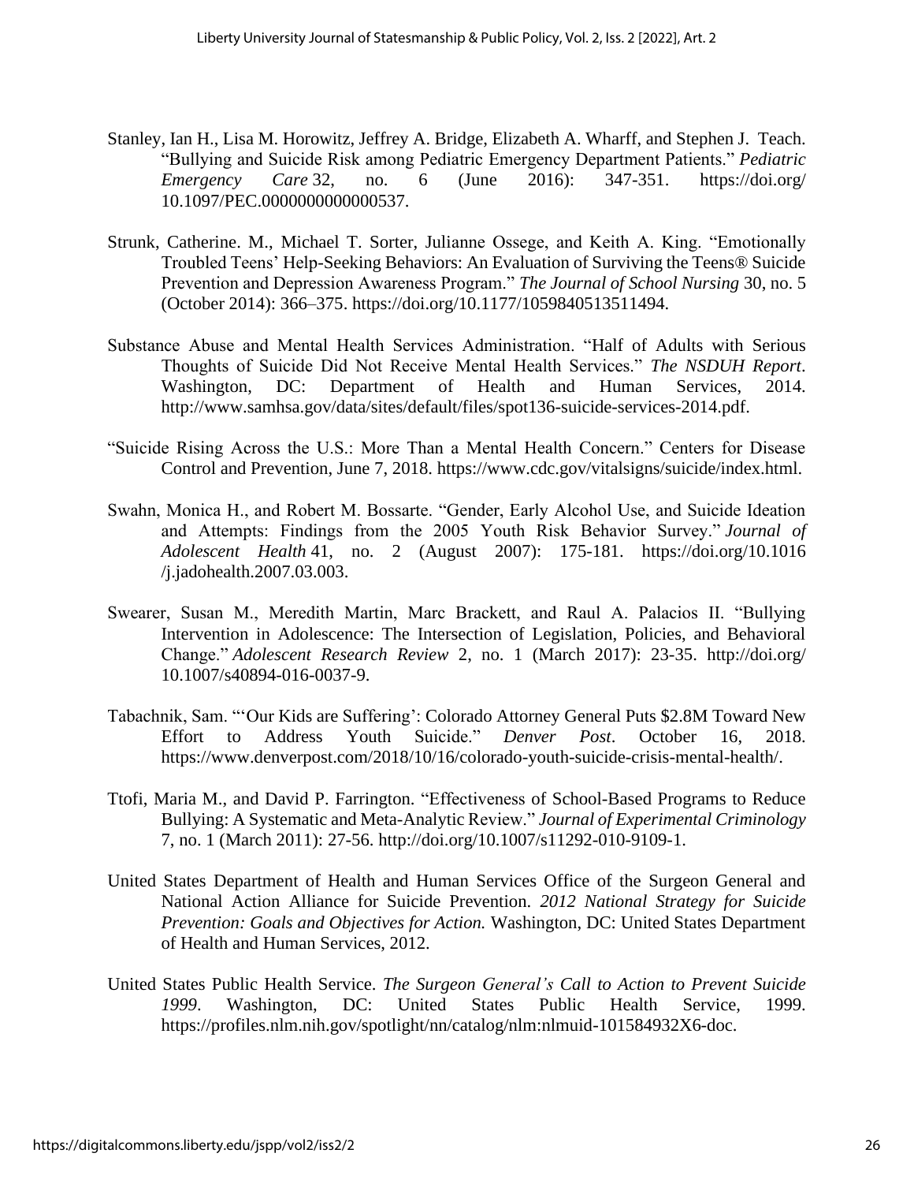Stanley, Ian H., Lisa M. Horowitz, Jeffrey A. Bridge, Elizabeth A. Wharff, and Stephen J. Teach. "Bullying and Suicide Risk among Pediatric Emergency Department Patients." *Pediatric Emergency Care* 32, no. 6 (June 2016): 347-351. https://doi.org/10.1097/PEC.0000000000000537.

Strunk, Catherine. M., Michael T. Sorter, Julianne Ossege, and Keith A. King. "Emotionally Troubled Teens' Help-Seeking Behaviors: An Evaluation of Surviving the Teens® Suicide Prevention and Depression Awareness Program." *The Journal of School Nursing* 30, no. 5 (October 2014): 366–375. https://doi.org/10.1177/1059840513511494.

Substance Abuse and Mental Health Services Administration. "Half of Adults with Serious Thoughts of Suicide Did Not Receive Mental Health Services." *The NSDUH Report*. Washington, DC: Department of Health and Human Services, 2014. http://www.samhsa.gov/data/sites/default/files/spot136-suicide-services-2014.pdf.

"Suicide Rising Across the U.S.: More Than a Mental Health Concern." Centers for Disease Control and Prevention, June 7, 2018. https://www.cdc.gov/vitalsigns/suicide/index.html.

Swahn, Monica H., and Robert M. Bossarte. "Gender, Early Alcohol Use, and Suicide Ideation and Attempts: Findings from the 2005 Youth Risk Behavior Survey." *Journal of Adolescent Health* 41, no. 2 (August 2007): 175-181. https://doi.org/10.1016/j.jadohealth.2007.03.003.

Swearer, Susan M., Meredith Martin, Marc Brackett, and Raul A. Palacios II. "Bullying Intervention in Adolescence: The Intersection of Legislation, Policies, and Behavioral Change." *Adolescent Research Review* 2, no. 1 (March 2017): 23-35. http://doi.org/10.1007/s40894-016-0037-9.

Tabachnik, Sam. "'Our Kids are Suffering': Colorado Attorney General Puts $2.8M Toward New Effort to Address Youth Suicide." *Denver Post*. October 16, 2018. https://www.denverpost.com/2018/10/16/colorado-youth-suicide-crisis-mental-health/.

Ttofi, Maria M., and David P. Farrington. "Effectiveness of School-Based Programs to Reduce Bullying: A Systematic and Meta-Analytic Review." *Journal of Experimental Criminology* 7, no. 1 (March 2011): 27-56. http://doi.org/10.1007/s11292-010-9109-1.

United States Department of Health and Human Services Office of the Surgeon General and National Action Alliance for Suicide Prevention. *2012 National Strategy for Suicide Prevention: Goals and Objectives for Action.* Washington, DC: United States Department of Health and Human Services, 2012.

United States Public Health Service. *The Surgeon General's Call to Action to Prevent Suicide 1999*. Washington, DC: United States Public Health Service, 1999. https://profiles.nlm.nih.gov/spotlight/nn/catalog/nlm:nlmuid-101584932X6-doc.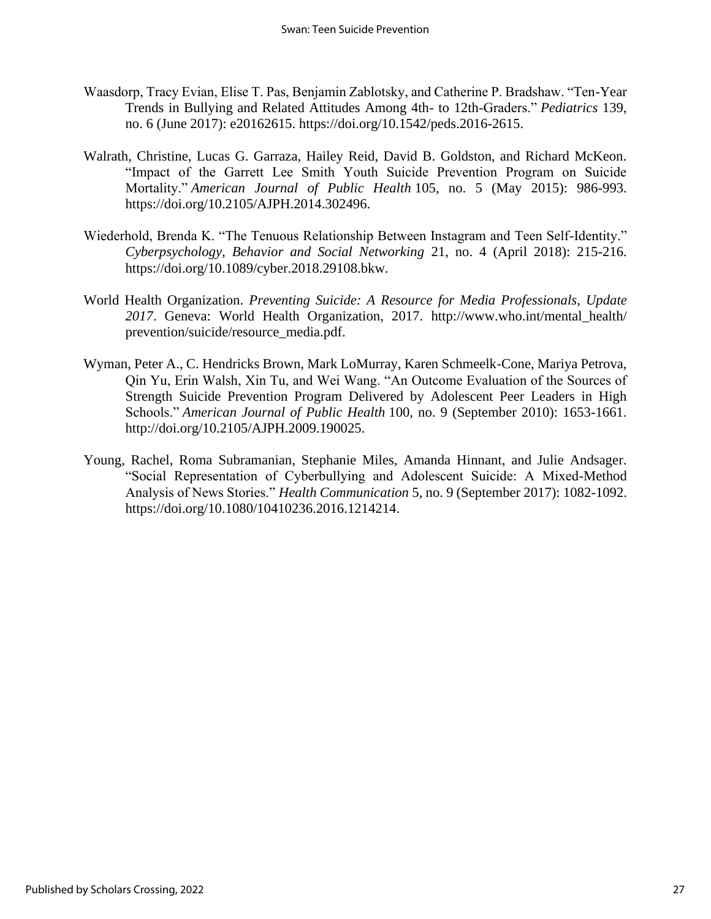Waasdorp, Tracy Evian, Elise T. Pas, Benjamin Zablotsky, and Catherine P. Bradshaw. "Ten-Year Trends in Bullying and Related Attitudes Among 4th- to 12th-Graders." *Pediatrics* 139, no. 6 (June 2017): e20162615. https://doi.org/10.1542/peds.2016-2615.

Walrath, Christine, Lucas G. Garraza, Hailey Reid, David B. Goldston, and Richard McKeon. "Impact of the Garrett Lee Smith Youth Suicide Prevention Program on Suicide Mortality." *American Journal of Public Health* 105, no. 5 (May 2015): 986-993. https://doi.org/10.2105/AJPH.2014.302496.

Wiederhold, Brenda K. "The Tenuous Relationship Between Instagram and Teen Self-Identity." *Cyberpsychology, Behavior and Social Networking* 21, no. 4 (April 2018): 215-216. https://doi.org/10.1089/cyber.2018.29108.bkw.

World Health Organization. *Preventing Suicide: A Resource for Media Professionals, Update 2017*. Geneva: World Health Organization, 2017. http://www.who.int/mental_health/prevention/suicide/resource_media.pdf.

Wyman, Peter A., C. Hendricks Brown, Mark LoMurray, Karen Schmeelk-Cone, Mariya Petrova, Qin Yu, Erin Walsh, Xin Tu, and Wei Wang. "An Outcome Evaluation of the Sources of Strength Suicide Prevention Program Delivered by Adolescent Peer Leaders in High Schools." *American Journal of Public Health* 100, no. 9 (September 2010): 1653-1661. http://doi.org/10.2105/AJPH.2009.190025.

Young, Rachel, Roma Subramanian, Stephanie Miles, Amanda Hinnant, and Julie Andsager. "Social Representation of Cyberbullying and Adolescent Suicide: A Mixed-Method Analysis of News Stories." *Health Communication* 5, no. 9 (September 2017): 1082-1092. https://doi.org/10.1080/10410236.2016.1214214.